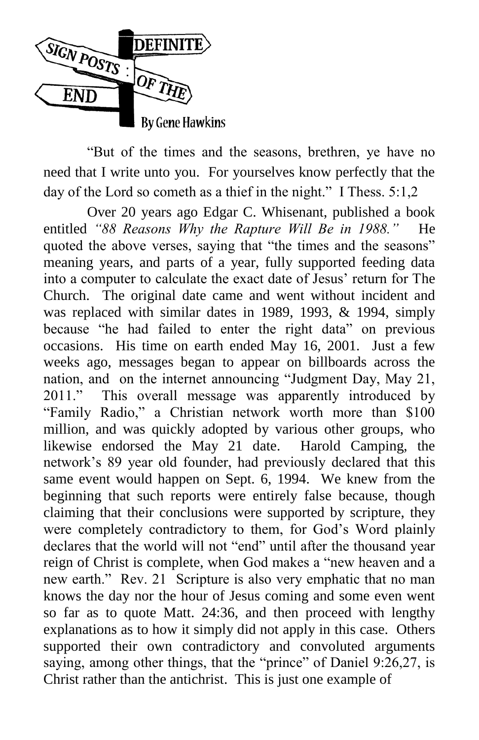# SIGN POSTS : DEFINITE OF THE END

By Gene Hawkins

"But of the times and the seasons, brethren, ye have no need that I write unto you. For yourselves know perfectly that the day of the Lord so cometh as a thief in the night." I Thess. 5:1,2

Over 20 years ago Edgar C. Whisenant, published a book entitled *"88 Reasons Why the Rapture Will Be in 1988."* He quoted the above verses, saying that "the times and the seasons" meaning years, and parts of a year, fully supported feeding data into a computer to calculate the exact date of Jesus' return for The Church. The original date came and went without incident and was replaced with similar dates in 1989, 1993, & 1994, simply because "he had failed to enter the right data" on previous occasions. His time on earth ended May 16, 2001. Just a few weeks ago, messages began to appear on billboards across the nation, and on the internet announcing "Judgment Day, May 21, 2011." This overall message was apparently introduced by "Family Radio," a Christian network worth more than $100 million, and was quickly adopted by various other groups, who likewise endorsed the May 21 date. Harold Camping, the network's 89 year old founder, had previously declared that this same event would happen on Sept. 6, 1994. We knew from the beginning that such reports were entirely false because, though claiming that their conclusions were supported by scripture, they were completely contradictory to them, for God's Word plainly declares that the world will not "end" until after the thousand year reign of Christ is complete, when God makes a "new heaven and a new earth." Rev. 21 Scripture is also very emphatic that no man knows the day nor the hour of Jesus coming and some even went so far as to quote Matt. 24:36, and then proceed with lengthy explanations as to how it simply did not apply in this case. Others supported their own contradictory and convoluted arguments saying, among other things, that the "prince" of Daniel 9:26,27, is Christ rather than the antichrist. This is just one example of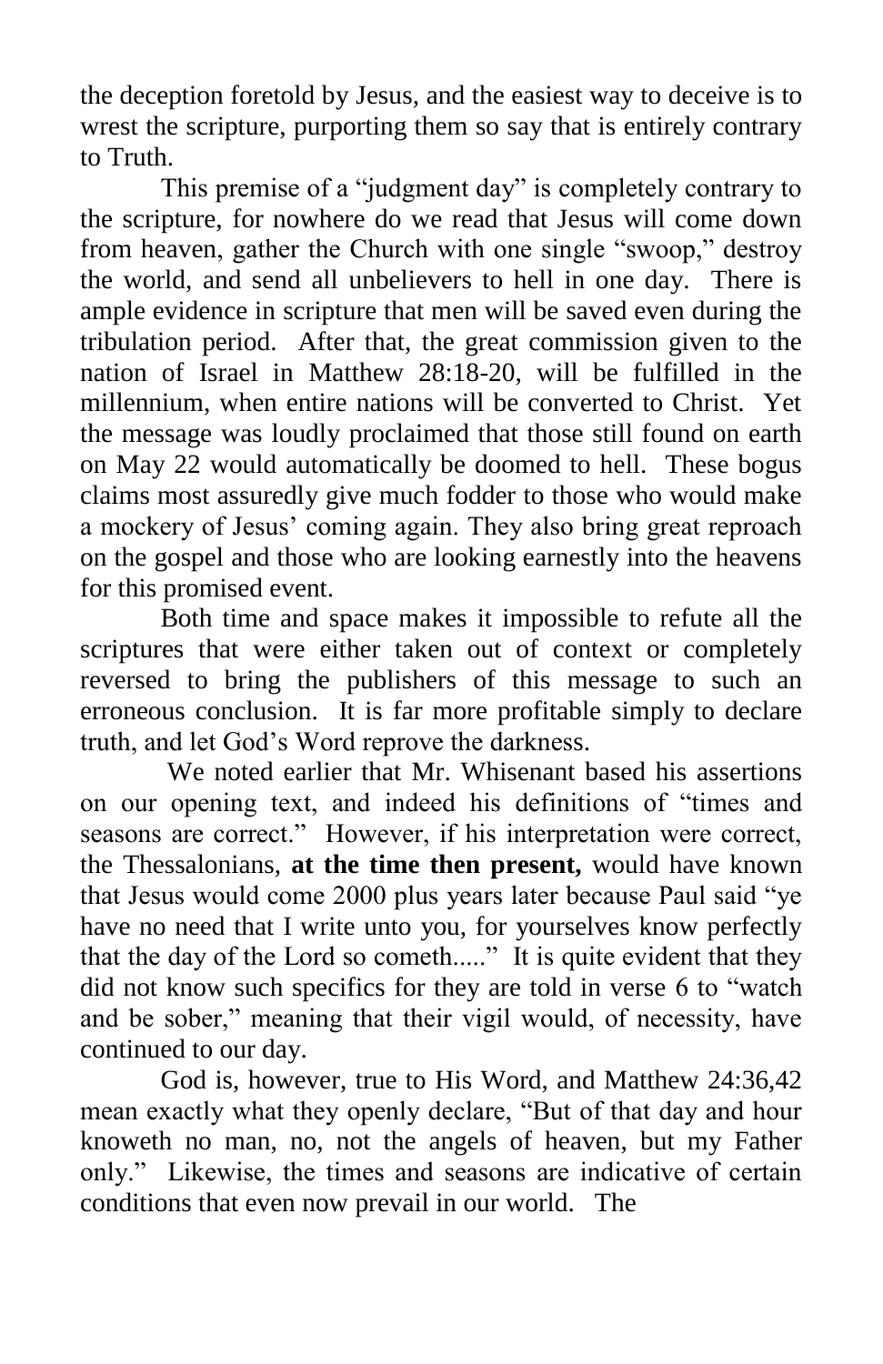the deception foretold by Jesus, and the easiest way to deceive is to wrest the scripture, purporting them so say that is entirely contrary to Truth.

This premise of a "judgment day" is completely contrary to the scripture, for nowhere do we read that Jesus will come down from heaven, gather the Church with one single "swoop," destroy the world, and send all unbelievers to hell in one day. There is ample evidence in scripture that men will be saved even during the tribulation period. After that, the great commission given to the nation of Israel in Matthew 28:18-20, will be fulfilled in the millennium, when entire nations will be converted to Christ. Yet the message was loudly proclaimed that those still found on earth on May 22 would automatically be doomed to hell. These bogus claims most assuredly give much fodder to those who would make a mockery of Jesus' coming again. They also bring great reproach on the gospel and those who are looking earnestly into the heavens for this promised event.

Both time and space makes it impossible to refute all the scriptures that were either taken out of context or completely reversed to bring the publishers of this message to such an erroneous conclusion. It is far more profitable simply to declare truth, and let God's Word reprove the darkness.

We noted earlier that Mr. Whisenant based his assertions on our opening text, and indeed his definitions of "times and seasons are correct." However, if his interpretation were correct, the Thessalonians, **at the time then present,** would have known that Jesus would come 2000 plus years later because Paul said "ye have no need that I write unto you, for yourselves know perfectly that the day of the Lord so cometh....." It is quite evident that they did not know such specifics for they are told in verse 6 to "watch and be sober," meaning that their vigil would, of necessity, have continued to our day.

God is, however, true to His Word, and Matthew 24:36,42 mean exactly what they openly declare, "But of that day and hour knoweth no man, no, not the angels of heaven, but my Father only." Likewise, the times and seasons are indicative of certain conditions that even now prevail in our world. The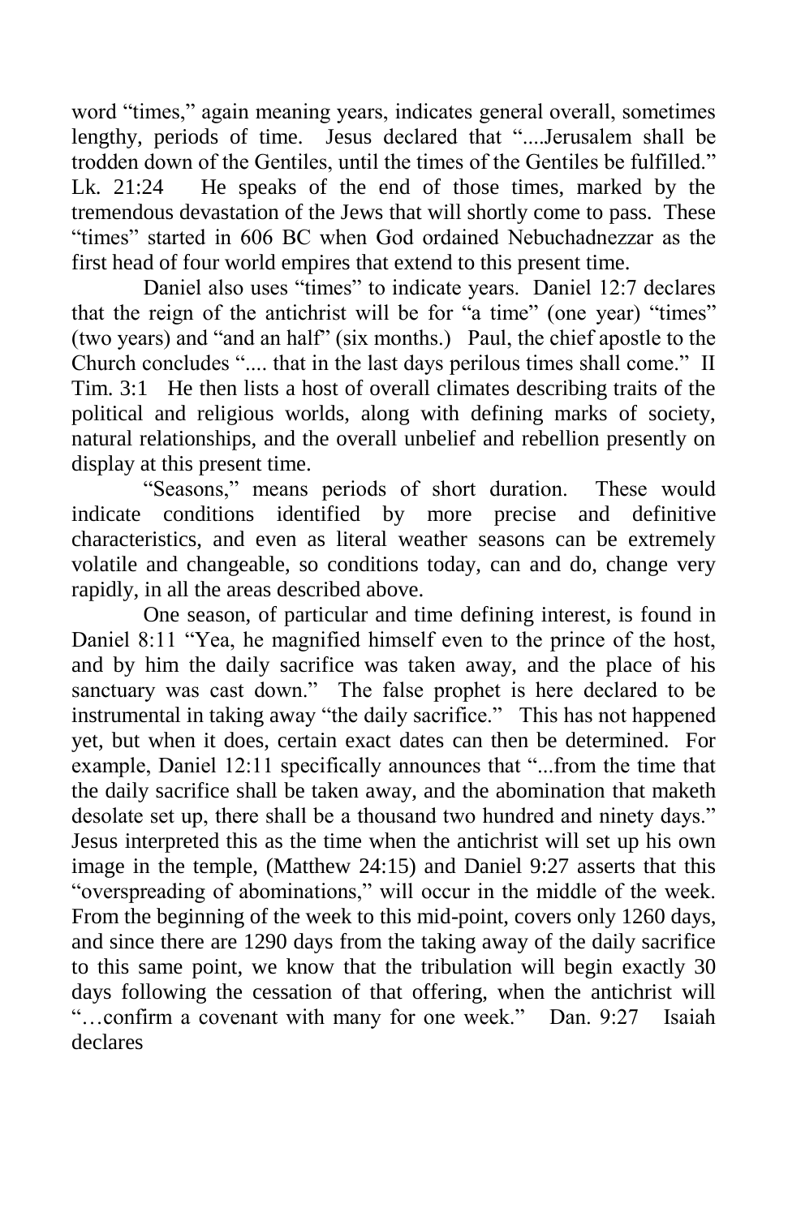word "times," again meaning years, indicates general overall, sometimes lengthy, periods of time. Jesus declared that "....Jerusalem shall be trodden down of the Gentiles, until the times of the Gentiles be fulfilled." Lk. 21:24 He speaks of the end of those times, marked by the tremendous devastation of the Jews that will shortly come to pass. These "times" started in 606 BC when God ordained Nebuchadnezzar as the first head of four world empires that extend to this present time.

Daniel also uses "times" to indicate years. Daniel 12:7 declares that the reign of the antichrist will be for "a time" (one year) "times" (two years) and "and an half" (six months.) Paul, the chief apostle to the Church concludes ".... that in the last days perilous times shall come." II Tim. 3:1 He then lists a host of overall climates describing traits of the political and religious worlds, along with defining marks of society, natural relationships, and the overall unbelief and rebellion presently on display at this present time.

"Seasons," means periods of short duration. These would indicate conditions identified by more precise and definitive characteristics, and even as literal weather seasons can be extremely volatile and changeable, so conditions today, can and do, change very rapidly, in all the areas described above.

One season, of particular and time defining interest, is found in Daniel 8:11 "Yea, he magnified himself even to the prince of the host, and by him the daily sacrifice was taken away, and the place of his sanctuary was cast down." The false prophet is here declared to be instrumental in taking away "the daily sacrifice." This has not happened yet, but when it does, certain exact dates can then be determined. For example, Daniel 12:11 specifically announces that "...from the time that the daily sacrifice shall be taken away, and the abomination that maketh desolate set up, there shall be a thousand two hundred and ninety days." Jesus interpreted this as the time when the antichrist will set up his own image in the temple, (Matthew 24:15) and Daniel 9:27 asserts that this "overspreading of abominations," will occur in the middle of the week. From the beginning of the week to this mid-point, covers only 1260 days, and since there are 1290 days from the taking away of the daily sacrifice to this same point, we know that the tribulation will begin exactly 30 days following the cessation of that offering, when the antichrist will "…confirm a covenant with many for one week." Dan. 9:27 Isaiah declares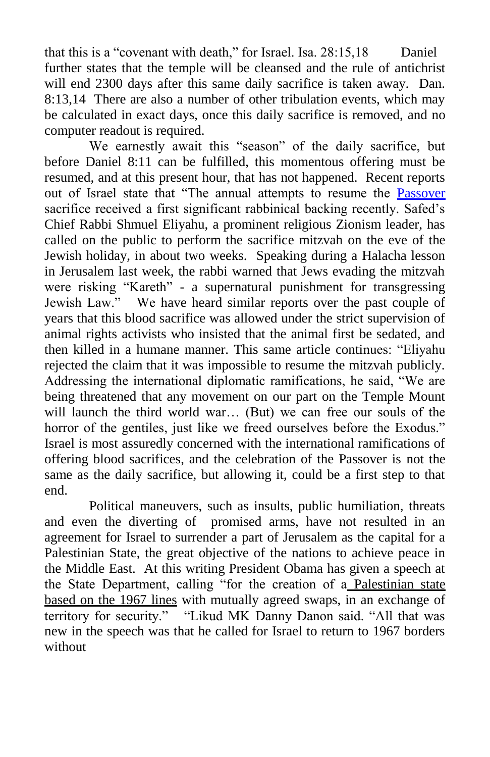that this is a "covenant with death," for Israel. Isa. 28:15,18 Daniel further states that the temple will be cleansed and the rule of antichrist will end 2300 days after this same daily sacrifice is taken away. Dan. 8:13,14 There are also a number of other tribulation events, which may be calculated in exact days, once this daily sacrifice is removed, and no computer readout is required.

We earnestly await this "season" of the daily sacrifice, but before Daniel 8:11 can be fulfilled, this momentous offering must be resumed, and at this present hour, that has not happened. Recent reports out of Israel state that "The annual attempts to resume the Passover sacrifice received a first significant rabbinical backing recently. Safed's Chief Rabbi Shmuel Eliyahu, a prominent religious Zionism leader, has called on the public to perform the sacrifice mitzvah on the eve of the Jewish holiday, in about two weeks. Speaking during a Halacha lesson in Jerusalem last week, the rabbi warned that Jews evading the mitzvah were risking "Kareth" - a supernatural punishment for transgressing Jewish Law." We have heard similar reports over the past couple of years that this blood sacrifice was allowed under the strict supervision of animal rights activists who insisted that the animal first be sedated, and then killed in a humane manner. This same article continues: "Eliyahu rejected the claim that it was impossible to resume the mitzvah publicly. Addressing the international diplomatic ramifications, he said, "We are being threatened that any movement on our part on the Temple Mount will launch the third world war… (But) we can free our souls of the horror of the gentiles, just like we freed ourselves before the Exodus." Israel is most assuredly concerned with the international ramifications of offering blood sacrifices, and the celebration of the Passover is not the same as the daily sacrifice, but allowing it, could be a first step to that end.

Political maneuvers, such as insults, public humiliation, threats and even the diverting of promised arms, have not resulted in an agreement for Israel to surrender a part of Jerusalem as the capital for a Palestinian State, the great objective of the nations to achieve peace in the Middle East. At this writing President Obama has given a speech at the State Department, calling "for the creation of a Palestinian state based on the 1967 lines with mutually agreed swaps, in an exchange of territory for security." "Likud MK Danny Danon said. "All that was new in the speech was that he called for Israel to return to 1967 borders without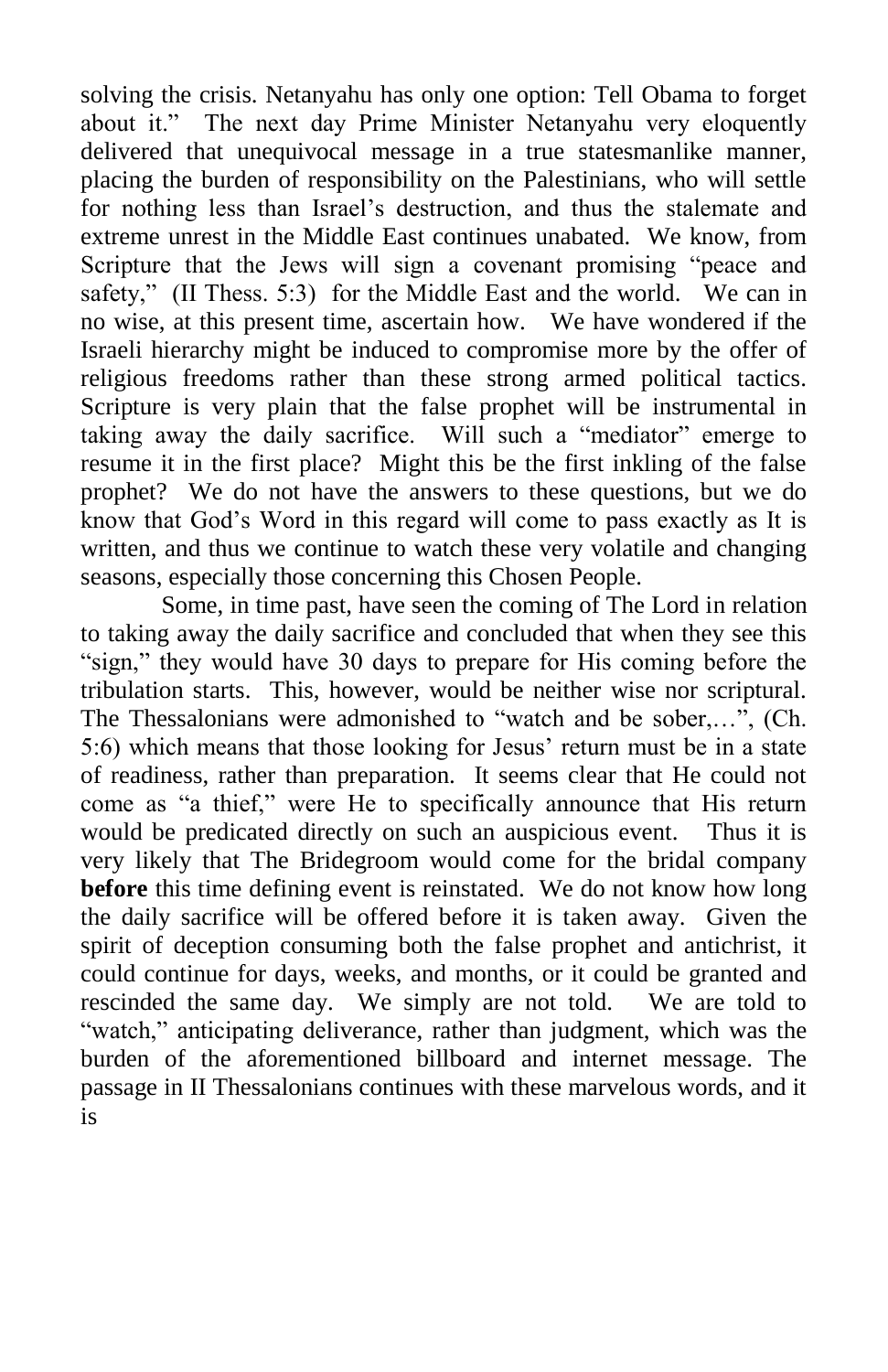solving the crisis. Netanyahu has only one option: Tell Obama to forget about it." The next day Prime Minister Netanyahu very eloquently delivered that unequivocal message in a true statesmanlike manner, placing the burden of responsibility on the Palestinians, who will settle for nothing less than Israel's destruction, and thus the stalemate and extreme unrest in the Middle East continues unabated. We know, from Scripture that the Jews will sign a covenant promising "peace and safety," (II Thess. 5:3) for the Middle East and the world. We can in no wise, at this present time, ascertain how. We have wondered if the Israeli hierarchy might be induced to compromise more by the offer of religious freedoms rather than these strong armed political tactics. Scripture is very plain that the false prophet will be instrumental in taking away the daily sacrifice. Will such a "mediator" emerge to resume it in the first place? Might this be the first inkling of the false prophet? We do not have the answers to these questions, but we do know that God's Word in this regard will come to pass exactly as It is written, and thus we continue to watch these very volatile and changing seasons, especially those concerning this Chosen People.

Some, in time past, have seen the coming of The Lord in relation to taking away the daily sacrifice and concluded that when they see this "sign," they would have 30 days to prepare for His coming before the tribulation starts. This, however, would be neither wise nor scriptural. The Thessalonians were admonished to "watch and be sober,…", (Ch. 5:6) which means that those looking for Jesus' return must be in a state of readiness, rather than preparation. It seems clear that He could not come as "a thief," were He to specifically announce that His return would be predicated directly on such an auspicious event. Thus it is very likely that The Bridegroom would come for the bridal company **before** this time defining event is reinstated. We do not know how long the daily sacrifice will be offered before it is taken away. Given the spirit of deception consuming both the false prophet and antichrist, it could continue for days, weeks, and months, or it could be granted and rescinded the same day. We simply are not told. We are told to "watch," anticipating deliverance, rather than judgment, which was the burden of the aforementioned billboard and internet message. The passage in II Thessalonians continues with these marvelous words, and it is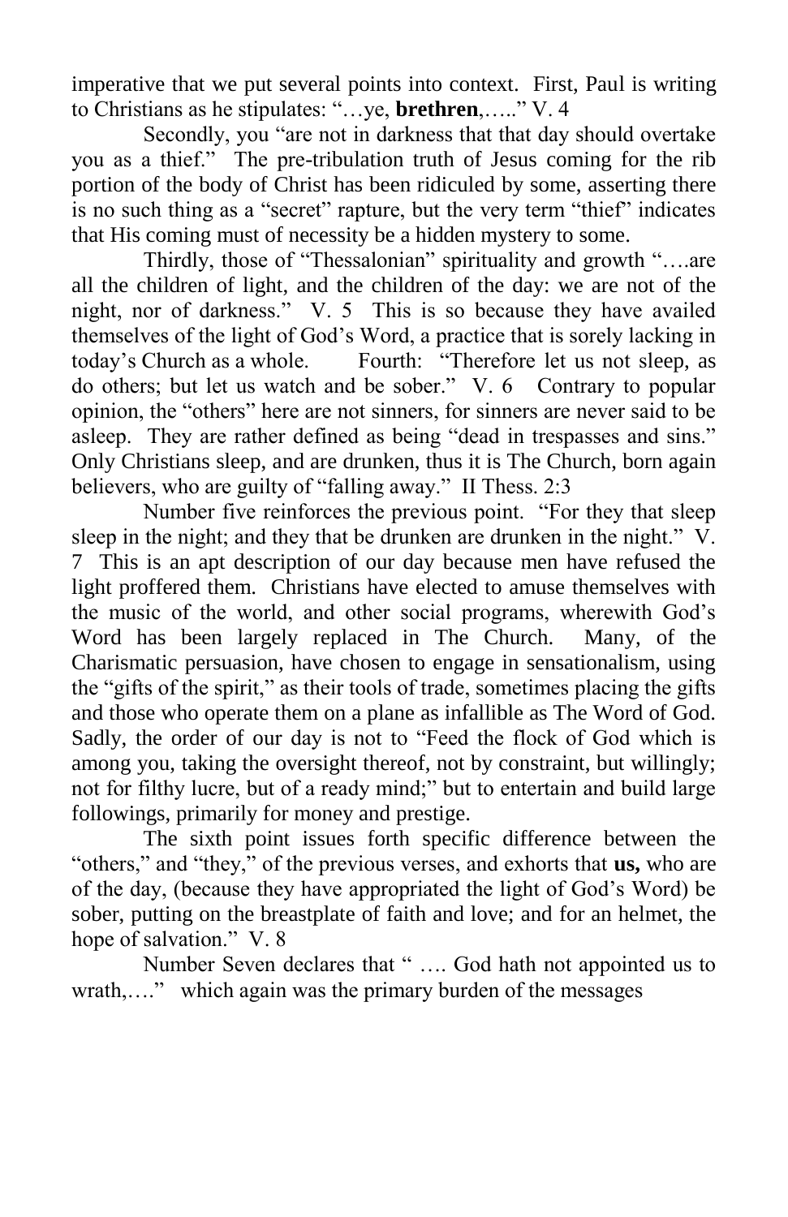imperative that we put several points into context. First, Paul is writing to Christians as he stipulates: "…ye, **brethren**,….." V. 4

Secondly, you "are not in darkness that that day should overtake you as a thief." The pre-tribulation truth of Jesus coming for the rib portion of the body of Christ has been ridiculed by some, asserting there is no such thing as a "secret" rapture, but the very term "thief" indicates that His coming must of necessity be a hidden mystery to some.

Thirdly, those of "Thessalonian" spirituality and growth "….are all the children of light, and the children of the day: we are not of the night, nor of darkness." V. 5 This is so because they have availed themselves of the light of God's Word, a practice that is sorely lacking in today's Church as a whole. Fourth: "Therefore let us not sleep, as do others; but let us watch and be sober." V. 6 Contrary to popular opinion, the "others" here are not sinners, for sinners are never said to be asleep. They are rather defined as being "dead in trespasses and sins." Only Christians sleep, and are drunken, thus it is The Church, born again believers, who are guilty of "falling away." II Thess. 2:3

Number five reinforces the previous point. "For they that sleep sleep in the night; and they that be drunken are drunken in the night." V. 7 This is an apt description of our day because men have refused the light proffered them. Christians have elected to amuse themselves with the music of the world, and other social programs, wherewith God's Word has been largely replaced in The Church. Many, of the Charismatic persuasion, have chosen to engage in sensationalism, using the "gifts of the spirit," as their tools of trade, sometimes placing the gifts and those who operate them on a plane as infallible as The Word of God. Sadly, the order of our day is not to "Feed the flock of God which is among you, taking the oversight thereof, not by constraint, but willingly; not for filthy lucre, but of a ready mind;" but to entertain and build large followings, primarily for money and prestige.

The sixth point issues forth specific difference between the "others," and "they," of the previous verses, and exhorts that **us,** who are of the day, (because they have appropriated the light of God's Word) be sober, putting on the breastplate of faith and love; and for an helmet, the hope of salvation." V. 8

Number Seven declares that " …. God hath not appointed us to wrath,…." which again was the primary burden of the messages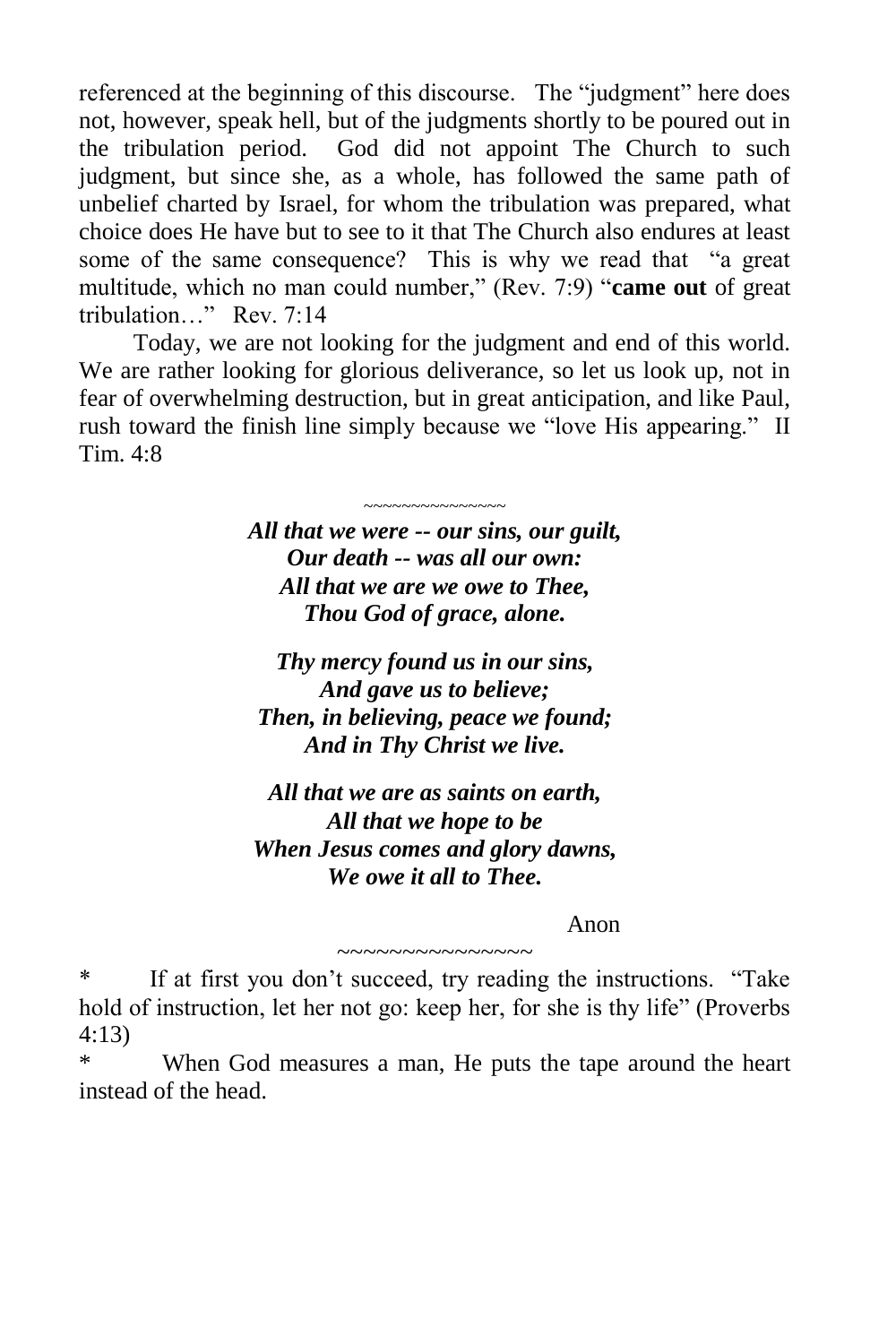referenced at the beginning of this discourse. The "judgment" here does not, however, speak hell, but of the judgments shortly to be poured out in the tribulation period. God did not appoint The Church to such judgment, but since she, as a whole, has followed the same path of unbelief charted by Israel, for whom the tribulation was prepared, what choice does He have but to see to it that The Church also endures at least some of the same consequence? This is why we read that "a great multitude, which no man could number," (Rev. 7:9) "**came out** of great tribulation…" Rev. 7:14

Today, we are not looking for the judgment and end of this world. We are rather looking for glorious deliverance, so let us look up, not in fear of overwhelming destruction, but in great anticipation, and like Paul, rush toward the finish line simply because we "love His appearing." II Tim. 4:8

~~~~~~~~~~~~~~~

***All that we were -- our sins, our guilt,***
***Our death -- was all our own:***
***All that we are we owe to Thee,***
***Thou God of grace, alone.***

***Thy mercy found us in our sins,***
***And gave us to believe;***
***Then, in believing, peace we found;***
***And in Thy Christ we live.***

***All that we are as saints on earth,***
***All that we hope to be***
***When Jesus comes and glory dawns,***
***We owe it all to Thee.***

Anon

~~~~~~~~~~~~~~~~

* If at first you don't succeed, try reading the instructions. "Take hold of instruction, let her not go: keep her, for she is thy life" (Proverbs 4:13)

* When God measures a man, He puts the tape around the heart instead of the head.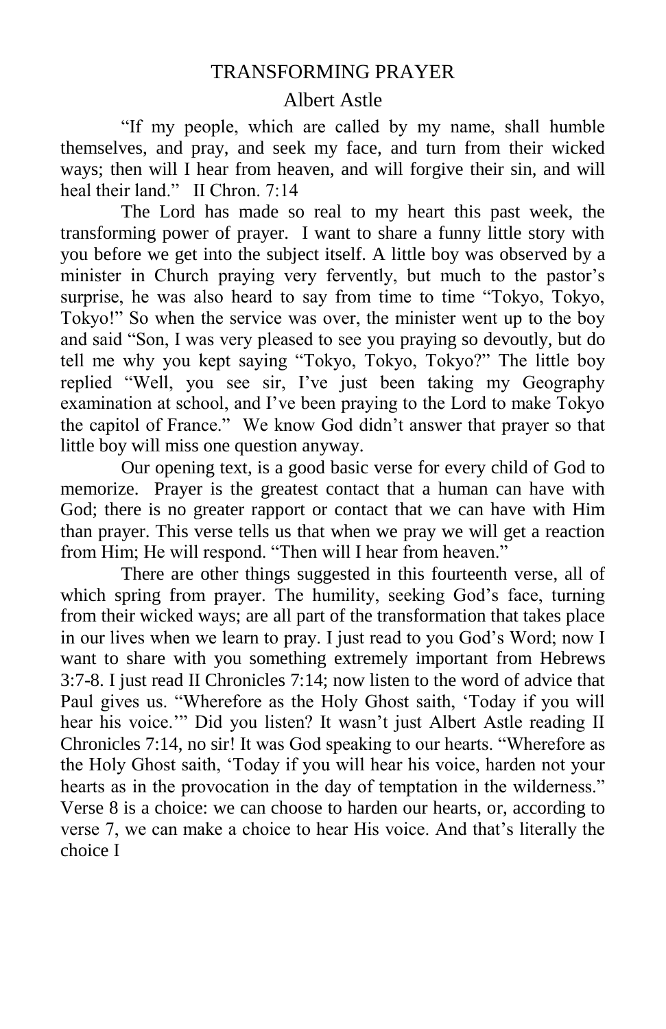# TRANSFORMING PRAYER

## Albert Astle

"If my people, which are called by my name, shall humble themselves, and pray, and seek my face, and turn from their wicked ways; then will I hear from heaven, and will forgive their sin, and will heal their land." II Chron. 7:14

The Lord has made so real to my heart this past week, the transforming power of prayer. I want to share a funny little story with you before we get into the subject itself. A little boy was observed by a minister in Church praying very fervently, but much to the pastor's surprise, he was also heard to say from time to time "Tokyo, Tokyo, Tokyo!" So when the service was over, the minister went up to the boy and said "Son, I was very pleased to see you praying so devoutly, but do tell me why you kept saying "Tokyo, Tokyo, Tokyo?" The little boy replied "Well, you see sir, I've just been taking my Geography examination at school, and I've been praying to the Lord to make Tokyo the capitol of France." We know God didn't answer that prayer so that little boy will miss one question anyway.

Our opening text, is a good basic verse for every child of God to memorize. Prayer is the greatest contact that a human can have with God; there is no greater rapport or contact that we can have with Him than prayer. This verse tells us that when we pray we will get a reaction from Him; He will respond. "Then will I hear from heaven."

There are other things suggested in this fourteenth verse, all of which spring from prayer. The humility, seeking God's face, turning from their wicked ways; are all part of the transformation that takes place in our lives when we learn to pray. I just read to you God's Word; now I want to share with you something extremely important from Hebrews 3:7-8. I just read II Chronicles 7:14; now listen to the word of advice that Paul gives us. "Wherefore as the Holy Ghost saith, 'Today if you will hear his voice.'" Did you listen? It wasn't just Albert Astle reading II Chronicles 7:14, no sir! It was God speaking to our hearts. "Wherefore as the Holy Ghost saith, 'Today if you will hear his voice, harden not your hearts as in the provocation in the day of temptation in the wilderness." Verse 8 is a choice: we can choose to harden our hearts, or, according to verse 7, we can make a choice to hear His voice. And that's literally the choice I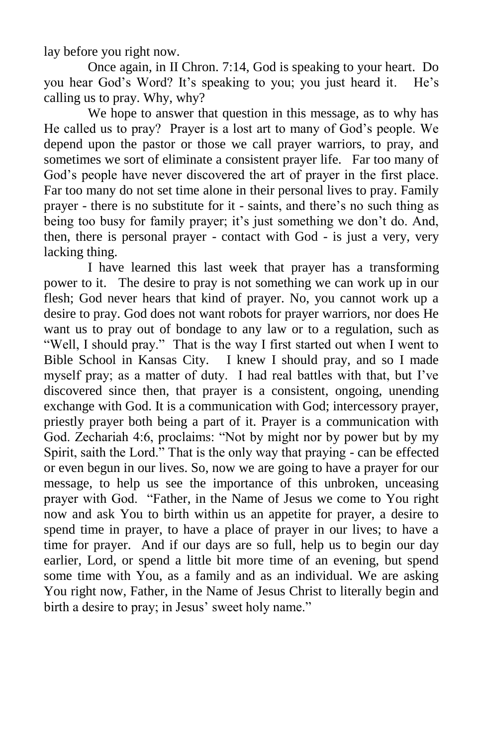lay before you right now.

Once again, in II Chron. 7:14, God is speaking to your heart. Do you hear God's Word? It's speaking to you; you just heard it. He's calling us to pray. Why, why?

We hope to answer that question in this message, as to why has He called us to pray? Prayer is a lost art to many of God's people. We depend upon the pastor or those we call prayer warriors, to pray, and sometimes we sort of eliminate a consistent prayer life. Far too many of God's people have never discovered the art of prayer in the first place. Far too many do not set time alone in their personal lives to pray. Family prayer - there is no substitute for it - saints, and there's no such thing as being too busy for family prayer; it's just something we don't do. And, then, there is personal prayer - contact with God - is just a very, very lacking thing.

I have learned this last week that prayer has a transforming power to it. The desire to pray is not something we can work up in our flesh; God never hears that kind of prayer. No, you cannot work up a desire to pray. God does not want robots for prayer warriors, nor does He want us to pray out of bondage to any law or to a regulation, such as "Well, I should pray." That is the way I first started out when I went to Bible School in Kansas City. I knew I should pray, and so I made myself pray; as a matter of duty. I had real battles with that, but I've discovered since then, that prayer is a consistent, ongoing, unending exchange with God. It is a communication with God; intercessory prayer, priestly prayer both being a part of it. Prayer is a communication with God. Zechariah 4:6, proclaims: "Not by might nor by power but by my Spirit, saith the Lord." That is the only way that praying - can be effected or even begun in our lives. So, now we are going to have a prayer for our message, to help us see the importance of this unbroken, unceasing prayer with God. "Father, in the Name of Jesus we come to You right now and ask You to birth within us an appetite for prayer, a desire to spend time in prayer, to have a place of prayer in our lives; to have a time for prayer. And if our days are so full, help us to begin our day earlier, Lord, or spend a little bit more time of an evening, but spend some time with You, as a family and as an individual. We are asking You right now, Father, in the Name of Jesus Christ to literally begin and birth a desire to pray; in Jesus' sweet holy name."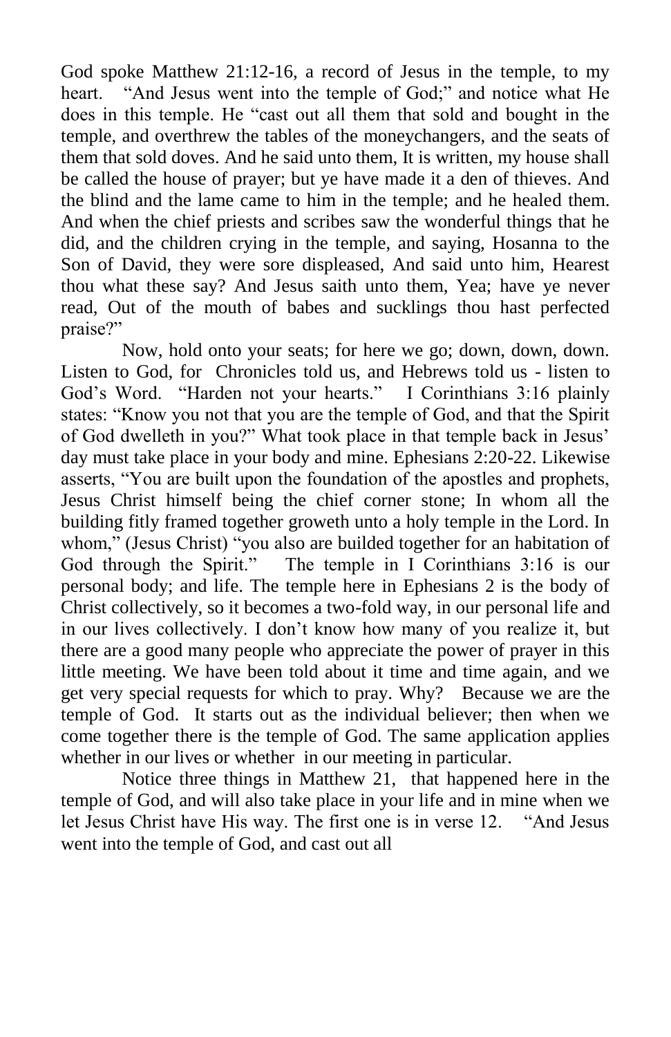God spoke Matthew 21:12-16, a record of Jesus in the temple, to my heart. "And Jesus went into the temple of God;" and notice what He does in this temple. He "cast out all them that sold and bought in the temple, and overthrew the tables of the moneychangers, and the seats of them that sold doves. And he said unto them, It is written, my house shall be called the house of prayer; but ye have made it a den of thieves. And the blind and the lame came to him in the temple; and he healed them. And when the chief priests and scribes saw the wonderful things that he did, and the children crying in the temple, and saying, Hosanna to the Son of David, they were sore displeased, And said unto him, Hearest thou what these say? And Jesus saith unto them, Yea; have ye never read, Out of the mouth of babes and sucklings thou hast perfected praise?"

Now, hold onto your seats; for here we go; down, down, down. Listen to God, for Chronicles told us, and Hebrews told us - listen to God's Word. "Harden not your hearts." I Corinthians 3:16 plainly states: "Know you not that you are the temple of God, and that the Spirit of God dwelleth in you?" What took place in that temple back in Jesus' day must take place in your body and mine. Ephesians 2:20-22. Likewise asserts, "You are built upon the foundation of the apostles and prophets, Jesus Christ himself being the chief corner stone; In whom all the building fitly framed together groweth unto a holy temple in the Lord. In whom," (Jesus Christ) "you also are builded together for an habitation of God through the Spirit." The temple in I Corinthians 3:16 is our personal body; and life. The temple here in Ephesians 2 is the body of Christ collectively, so it becomes a two-fold way, in our personal life and in our lives collectively. I don't know how many of you realize it, but there are a good many people who appreciate the power of prayer in this little meeting. We have been told about it time and time again, and we get very special requests for which to pray. Why? Because we are the temple of God. It starts out as the individual believer; then when we come together there is the temple of God. The same application applies whether in our lives or whether in our meeting in particular.

Notice three things in Matthew 21, that happened here in the temple of God, and will also take place in your life and in mine when we let Jesus Christ have His way. The first one is in verse 12. "And Jesus went into the temple of God, and cast out all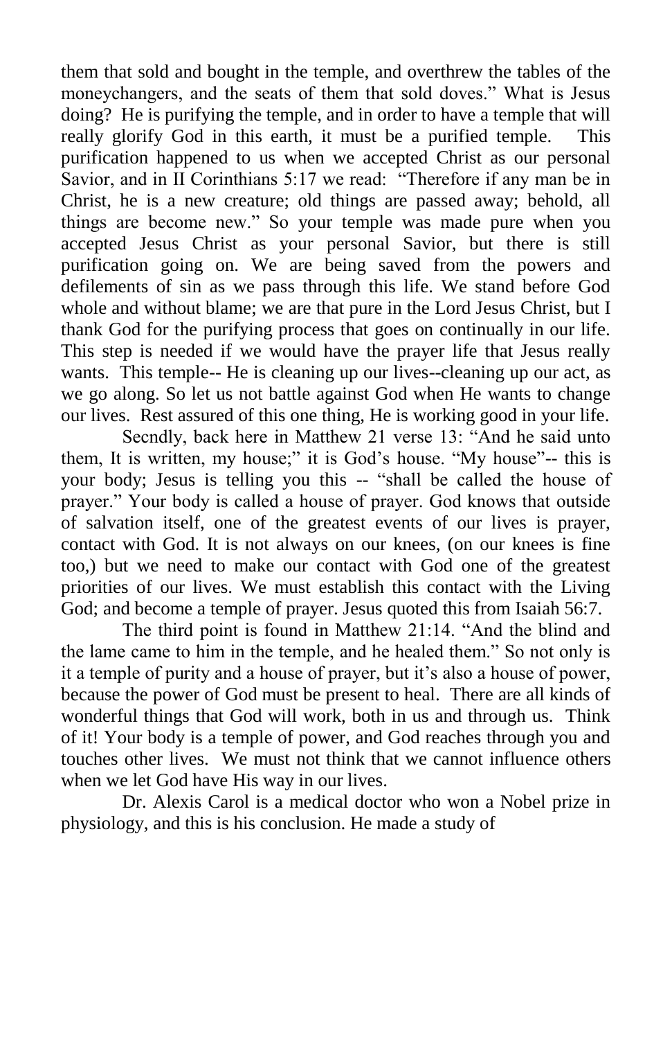them that sold and bought in the temple, and overthrew the tables of the moneychangers, and the seats of them that sold doves." What is Jesus doing? He is purifying the temple, and in order to have a temple that will really glorify God in this earth, it must be a purified temple. This purification happened to us when we accepted Christ as our personal Savior, and in II Corinthians 5:17 we read: "Therefore if any man be in Christ, he is a new creature; old things are passed away; behold, all things are become new." So your temple was made pure when you accepted Jesus Christ as your personal Savior, but there is still purification going on. We are being saved from the powers and defilements of sin as we pass through this life. We stand before God whole and without blame; we are that pure in the Lord Jesus Christ, but I thank God for the purifying process that goes on continually in our life. This step is needed if we would have the prayer life that Jesus really wants. This temple-- He is cleaning up our lives--cleaning up our act, as we go along. So let us not battle against God when He wants to change our lives. Rest assured of this one thing, He is working good in your life.

Secndly, back here in Matthew 21 verse 13: "And he said unto them, It is written, my house;" it is God's house. "My house"-- this is your body; Jesus is telling you this -- "shall be called the house of prayer." Your body is called a house of prayer. God knows that outside of salvation itself, one of the greatest events of our lives is prayer, contact with God. It is not always on our knees, (on our knees is fine too,) but we need to make our contact with God one of the greatest priorities of our lives. We must establish this contact with the Living God; and become a temple of prayer. Jesus quoted this from Isaiah 56:7.

The third point is found in Matthew 21:14. "And the blind and the lame came to him in the temple, and he healed them." So not only is it a temple of purity and a house of prayer, but it's also a house of power, because the power of God must be present to heal. There are all kinds of wonderful things that God will work, both in us and through us. Think of it! Your body is a temple of power, and God reaches through you and touches other lives. We must not think that we cannot influence others when we let God have His way in our lives.

Dr. Alexis Carol is a medical doctor who won a Nobel prize in physiology, and this is his conclusion. He made a study of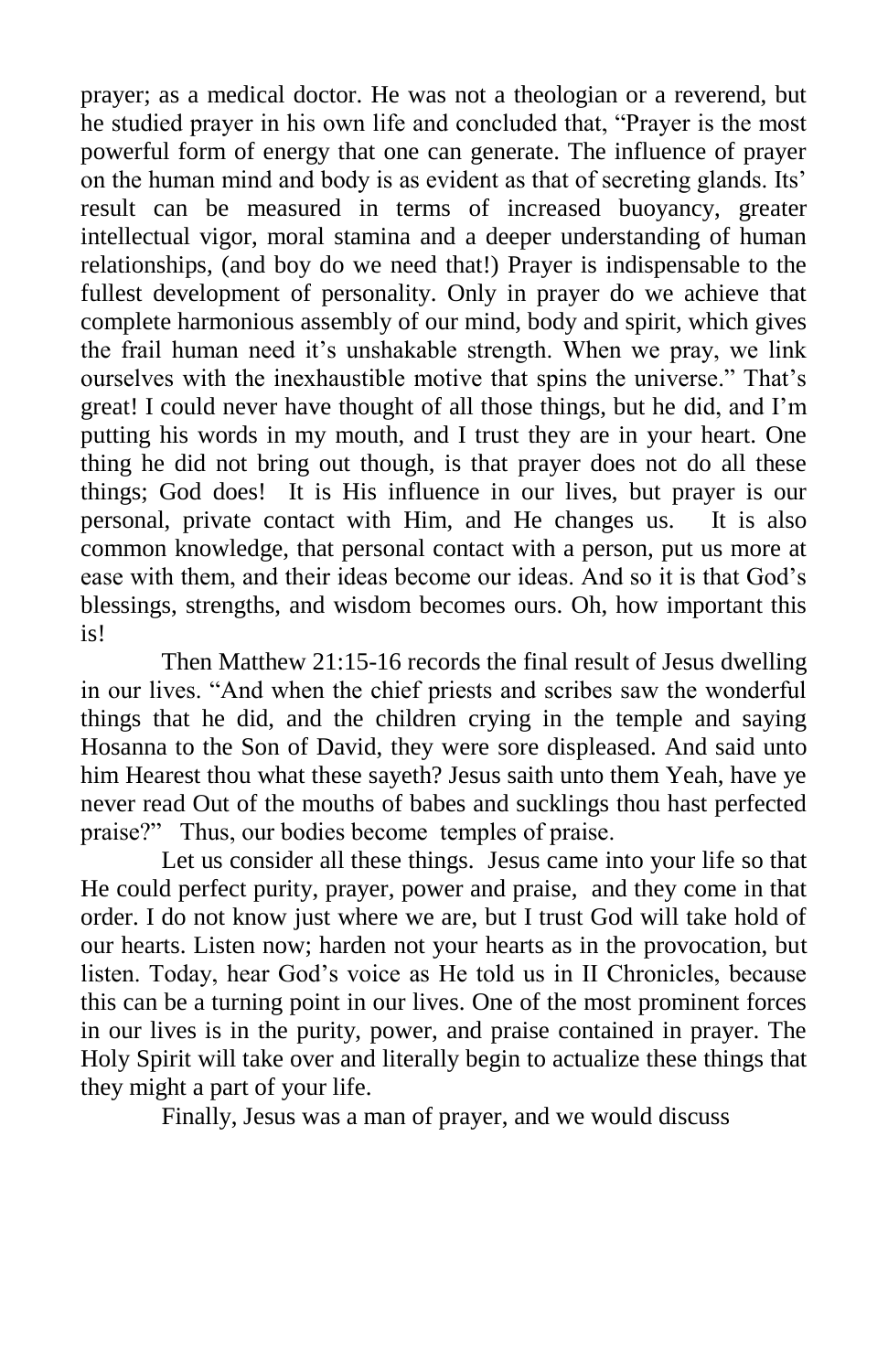prayer; as a medical doctor. He was not a theologian or a reverend, but he studied prayer in his own life and concluded that, "Prayer is the most powerful form of energy that one can generate. The influence of prayer on the human mind and body is as evident as that of secreting glands. Its' result can be measured in terms of increased buoyancy, greater intellectual vigor, moral stamina and a deeper understanding of human relationships, (and boy do we need that!) Prayer is indispensable to the fullest development of personality. Only in prayer do we achieve that complete harmonious assembly of our mind, body and spirit, which gives the frail human need it's unshakable strength. When we pray, we link ourselves with the inexhaustible motive that spins the universe." That's great! I could never have thought of all those things, but he did, and I'm putting his words in my mouth, and I trust they are in your heart. One thing he did not bring out though, is that prayer does not do all these things; God does! It is His influence in our lives, but prayer is our personal, private contact with Him, and He changes us. It is also common knowledge, that personal contact with a person, put us more at ease with them, and their ideas become our ideas. And so it is that God's blessings, strengths, and wisdom becomes ours. Oh, how important this is!

Then Matthew 21:15-16 records the final result of Jesus dwelling in our lives. "And when the chief priests and scribes saw the wonderful things that he did, and the children crying in the temple and saying Hosanna to the Son of David, they were sore displeased. And said unto him Hearest thou what these sayeth? Jesus saith unto them Yeah, have ye never read Out of the mouths of babes and sucklings thou hast perfected praise?" Thus, our bodies become temples of praise.

Let us consider all these things. Jesus came into your life so that He could perfect purity, prayer, power and praise, and they come in that order. I do not know just where we are, but I trust God will take hold of our hearts. Listen now; harden not your hearts as in the provocation, but listen. Today, hear God's voice as He told us in II Chronicles, because this can be a turning point in our lives. One of the most prominent forces in our lives is in the purity, power, and praise contained in prayer. The Holy Spirit will take over and literally begin to actualize these things that they might a part of your life.

Finally, Jesus was a man of prayer, and we would discuss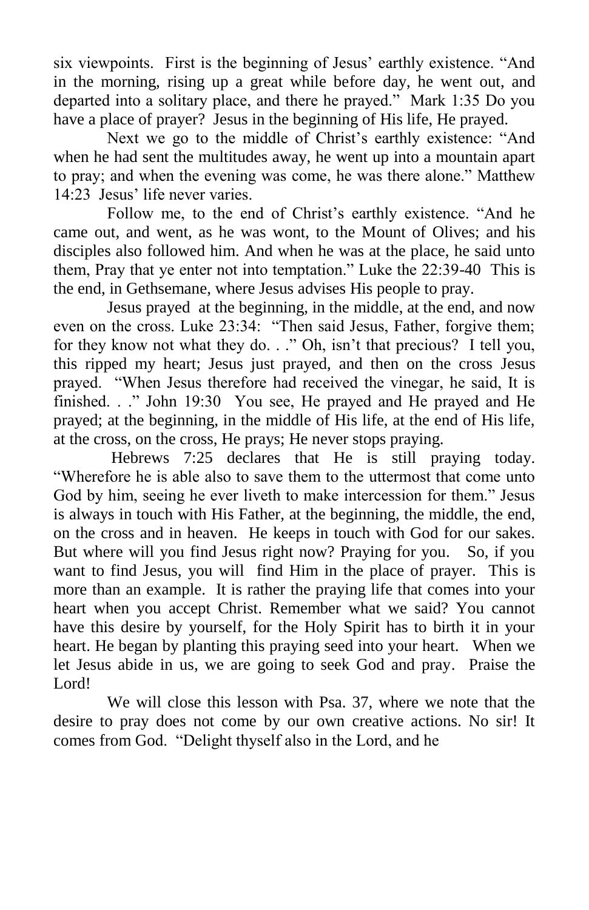six viewpoints. First is the beginning of Jesus' earthly existence. "And in the morning, rising up a great while before day, he went out, and departed into a solitary place, and there he prayed." Mark 1:35 Do you have a place of prayer? Jesus in the beginning of His life, He prayed.

Next we go to the middle of Christ's earthly existence: "And when he had sent the multitudes away, he went up into a mountain apart to pray; and when the evening was come, he was there alone." Matthew 14:23 Jesus' life never varies.

Follow me, to the end of Christ's earthly existence. "And he came out, and went, as he was wont, to the Mount of Olives; and his disciples also followed him. And when he was at the place, he said unto them, Pray that ye enter not into temptation." Luke the 22:39-40 This is the end, in Gethsemane, where Jesus advises His people to pray.

Jesus prayed at the beginning, in the middle, at the end, and now even on the cross. Luke 23:34: "Then said Jesus, Father, forgive them; for they know not what they do. . ." Oh, isn't that precious? I tell you, this ripped my heart; Jesus just prayed, and then on the cross Jesus prayed. "When Jesus therefore had received the vinegar, he said, It is finished. . ." John 19:30 You see, He prayed and He prayed and He prayed; at the beginning, in the middle of His life, at the end of His life, at the cross, on the cross, He prays; He never stops praying.

Hebrews 7:25 declares that He is still praying today. "Wherefore he is able also to save them to the uttermost that come unto God by him, seeing he ever liveth to make intercession for them." Jesus is always in touch with His Father, at the beginning, the middle, the end, on the cross and in heaven. He keeps in touch with God for our sakes. But where will you find Jesus right now? Praying for you. So, if you want to find Jesus, you will find Him in the place of prayer. This is more than an example. It is rather the praying life that comes into your heart when you accept Christ. Remember what we said? You cannot have this desire by yourself, for the Holy Spirit has to birth it in your heart. He began by planting this praying seed into your heart. When we let Jesus abide in us, we are going to seek God and pray. Praise the Lord!

We will close this lesson with Psa. 37, where we note that the desire to pray does not come by our own creative actions. No sir! It comes from God. "Delight thyself also in the Lord, and he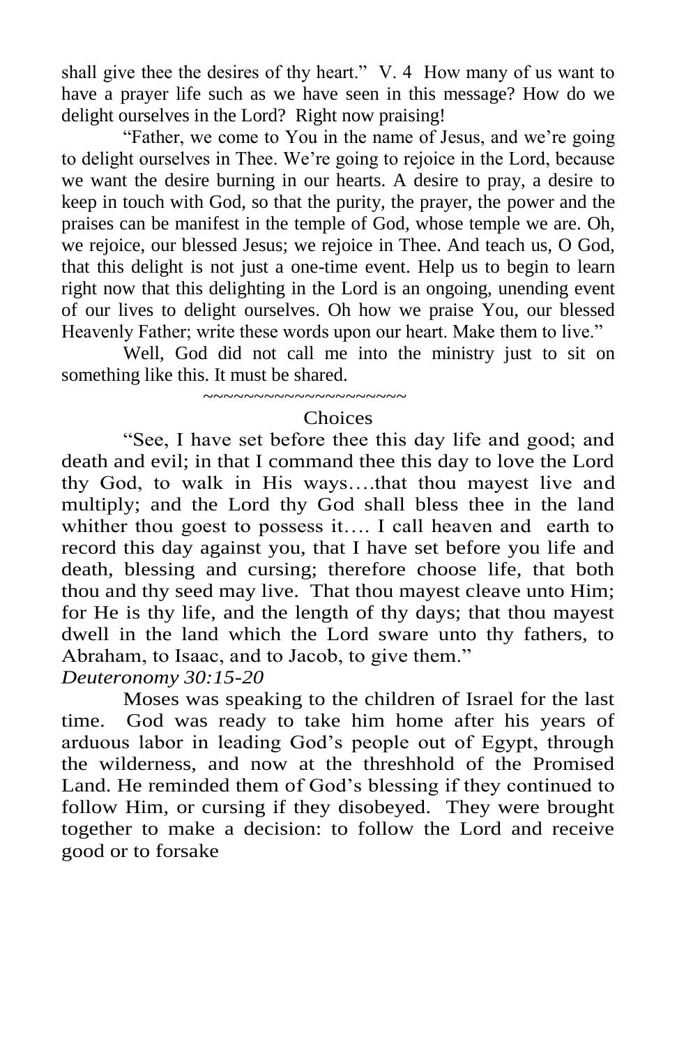shall give thee the desires of thy heart." V. 4 How many of us want to have a prayer life such as we have seen in this message? How do we delight ourselves in the Lord? Right now praising!

"Father, we come to You in the name of Jesus, and we're going to delight ourselves in Thee. We're going to rejoice in the Lord, because we want the desire burning in our hearts. A desire to pray, a desire to keep in touch with God, so that the purity, the prayer, the power and the praises can be manifest in the temple of God, whose temple we are. Oh, we rejoice, our blessed Jesus; we rejoice in Thee. And teach us, O God, that this delight is not just a one-time event. Help us to begin to learn right now that this delighting in the Lord is an ongoing, unending event of our lives to delight ourselves. Oh how we praise You, our blessed Heavenly Father; write these words upon our heart. Make them to live."

Well, God did not call me into the ministry just to sit on something like this. It must be shared.

~~~~~~~~~~~~~~~~~~~~

## Choices

"See, I have set before thee this day life and good; and death and evil; in that I command thee this day to love the Lord thy God, to walk in His ways….that thou mayest live and multiply; and the Lord thy God shall bless thee in the land whither thou goest to possess it…. I call heaven and earth to record this day against you, that I have set before you life and death, blessing and cursing; therefore choose life, that both thou and thy seed may live. That thou mayest cleave unto Him; for He is thy life, and the length of thy days; that thou mayest dwell in the land which the Lord sware unto thy fathers, to Abraham, to Isaac, and to Jacob, to give them."
*Deuteronomy 30:15-20*

Moses was speaking to the children of Israel for the last time. God was ready to take him home after his years of arduous labor in leading God's people out of Egypt, through the wilderness, and now at the threshhold of the Promised Land. He reminded them of God's blessing if they continued to follow Him, or cursing if they disobeyed. They were brought together to make a decision: to follow the Lord and receive good or to forsake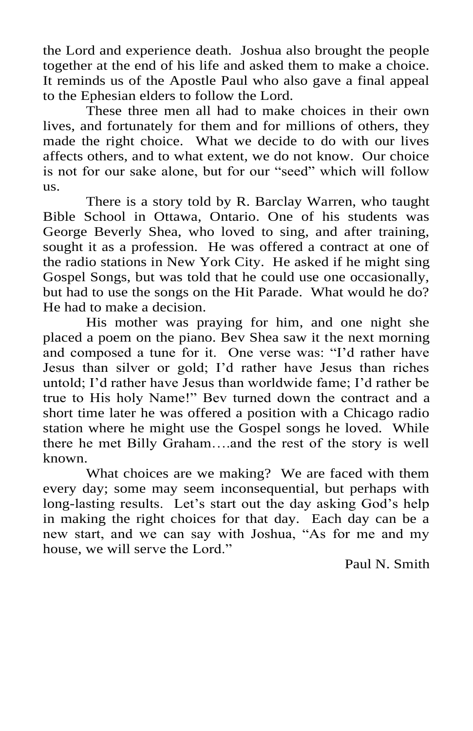the Lord and experience death. Joshua also brought the people together at the end of his life and asked them to make a choice. It reminds us of the Apostle Paul who also gave a final appeal to the Ephesian elders to follow the Lord.

These three men all had to make choices in their own lives, and fortunately for them and for millions of others, they made the right choice. What we decide to do with our lives affects others, and to what extent, we do not know. Our choice is not for our sake alone, but for our "seed" which will follow us.

There is a story told by R. Barclay Warren, who taught Bible School in Ottawa, Ontario. One of his students was George Beverly Shea, who loved to sing, and after training, sought it as a profession. He was offered a contract at one of the radio stations in New York City. He asked if he might sing Gospel Songs, but was told that he could use one occasionally, but had to use the songs on the Hit Parade. What would he do? He had to make a decision.

His mother was praying for him, and one night she placed a poem on the piano. Bev Shea saw it the next morning and composed a tune for it. One verse was: "I'd rather have Jesus than silver or gold; I'd rather have Jesus than riches untold; I'd rather have Jesus than worldwide fame; I'd rather be true to His holy Name!" Bev turned down the contract and a short time later he was offered a position with a Chicago radio station where he might use the Gospel songs he loved. While there he met Billy Graham….and the rest of the story is well known.

What choices are we making? We are faced with them every day; some may seem inconsequential, but perhaps with long-lasting results. Let's start out the day asking God's help in making the right choices for that day. Each day can be a new start, and we can say with Joshua, "As for me and my house, we will serve the Lord."

Paul N. Smith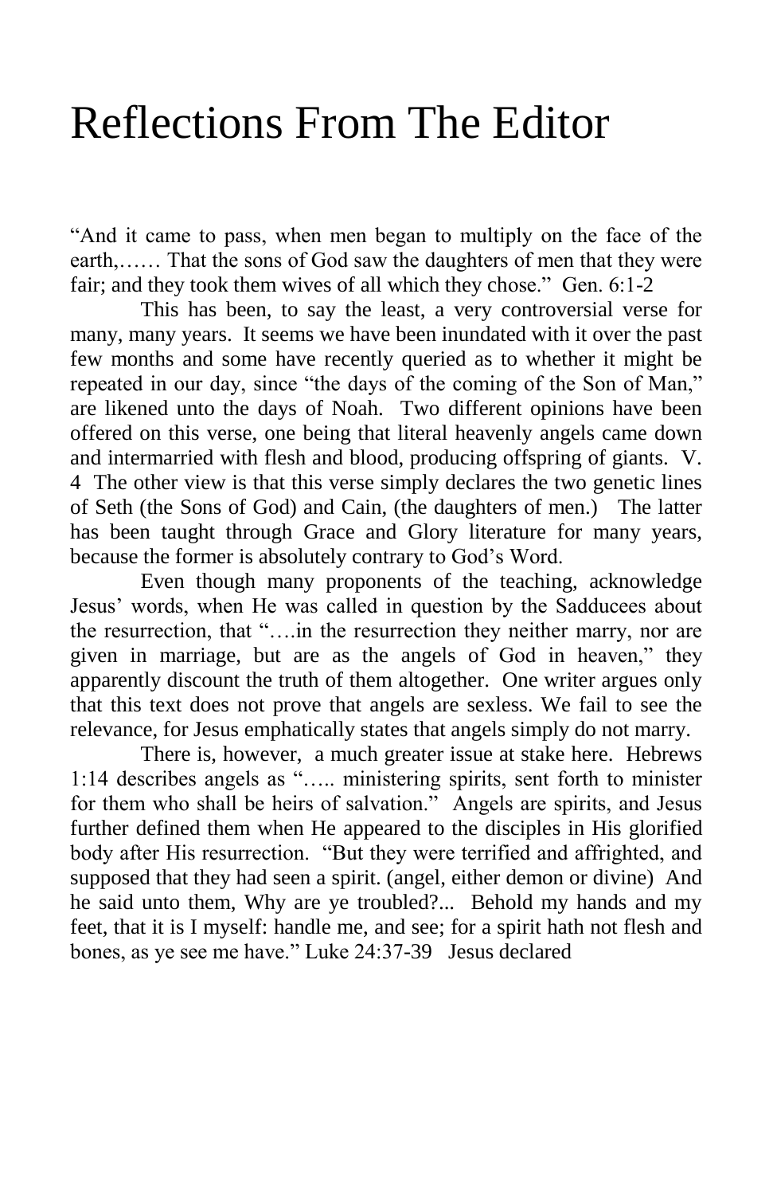# Reflections From The Editor

"And it came to pass, when men began to multiply on the face of the earth,…… That the sons of God saw the daughters of men that they were fair; and they took them wives of all which they chose." Gen. 6:1-2

This has been, to say the least, a very controversial verse for many, many years. It seems we have been inundated with it over the past few months and some have recently queried as to whether it might be repeated in our day, since "the days of the coming of the Son of Man," are likened unto the days of Noah. Two different opinions have been offered on this verse, one being that literal heavenly angels came down and intermarried with flesh and blood, producing offspring of giants. V. 4 The other view is that this verse simply declares the two genetic lines of Seth (the Sons of God) and Cain, (the daughters of men.) The latter has been taught through Grace and Glory literature for many years, because the former is absolutely contrary to God's Word.

Even though many proponents of the teaching, acknowledge Jesus' words, when He was called in question by the Sadducees about the resurrection, that "….in the resurrection they neither marry, nor are given in marriage, but are as the angels of God in heaven," they apparently discount the truth of them altogether. One writer argues only that this text does not prove that angels are sexless. We fail to see the relevance, for Jesus emphatically states that angels simply do not marry.

There is, however, a much greater issue at stake here. Hebrews 1:14 describes angels as "….. ministering spirits, sent forth to minister for them who shall be heirs of salvation." Angels are spirits, and Jesus further defined them when He appeared to the disciples in His glorified body after His resurrection. "But they were terrified and affrighted, and supposed that they had seen a spirit. (angel, either demon or divine) And he said unto them, Why are ye troubled?... Behold my hands and my feet, that it is I myself: handle me, and see; for a spirit hath not flesh and bones, as ye see me have." Luke 24:37-39 Jesus declared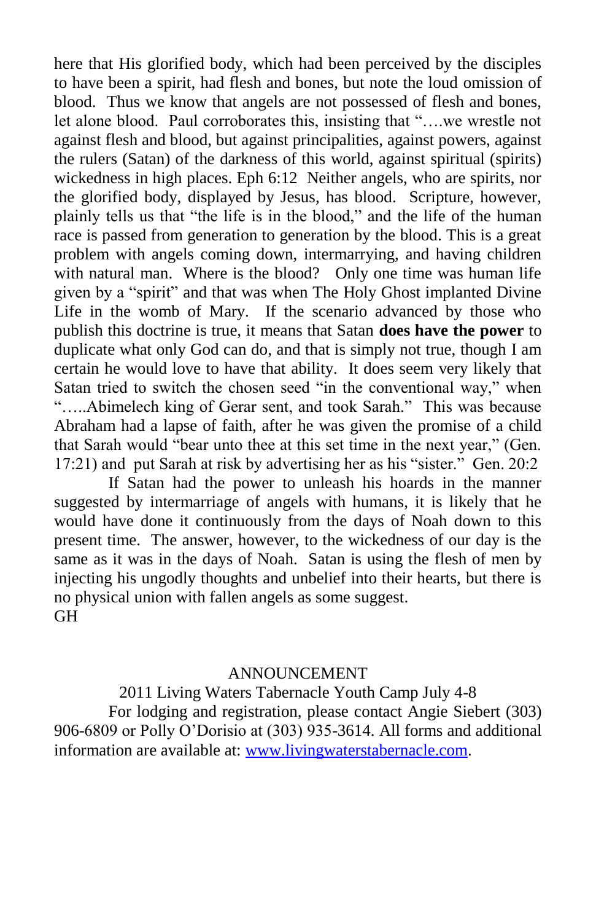here that His glorified body, which had been perceived by the disciples to have been a spirit, had flesh and bones, but note the loud omission of blood. Thus we know that angels are not possessed of flesh and bones, let alone blood. Paul corroborates this, insisting that "….we wrestle not against flesh and blood, but against principalities, against powers, against the rulers (Satan) of the darkness of this world, against spiritual (spirits) wickedness in high places. Eph 6:12 Neither angels, who are spirits, nor the glorified body, displayed by Jesus, has blood. Scripture, however, plainly tells us that "the life is in the blood," and the life of the human race is passed from generation to generation by the blood. This is a great problem with angels coming down, intermarrying, and having children with natural man. Where is the blood? Only one time was human life given by a "spirit" and that was when The Holy Ghost implanted Divine Life in the womb of Mary. If the scenario advanced by those who publish this doctrine is true, it means that Satan **does have the power** to duplicate what only God can do, and that is simply not true, though I am certain he would love to have that ability. It does seem very likely that Satan tried to switch the chosen seed "in the conventional way," when "…..Abimelech king of Gerar sent, and took Sarah." This was because Abraham had a lapse of faith, after he was given the promise of a child that Sarah would "bear unto thee at this set time in the next year," (Gen. 17:21) and put Sarah at risk by advertising her as his "sister." Gen. 20:2

If Satan had the power to unleash his hoards in the manner suggested by intermarriage of angels with humans, it is likely that he would have done it continuously from the days of Noah down to this present time. The answer, however, to the wickedness of our day is the same as it was in the days of Noah. Satan is using the flesh of men by injecting his ungodly thoughts and unbelief into their hearts, but there is no physical union with fallen angels as some suggest.
GH

ANNOUNCEMENT

2011 Living Waters Tabernacle Youth Camp July 4-8

For lodging and registration, please contact Angie Siebert (303) 906-6809 or Polly O'Dorisio at (303) 935-3614. All forms and additional information are available at: [www.livingwaterstabernacle.com](http://www.livingwaterstabernacle.com).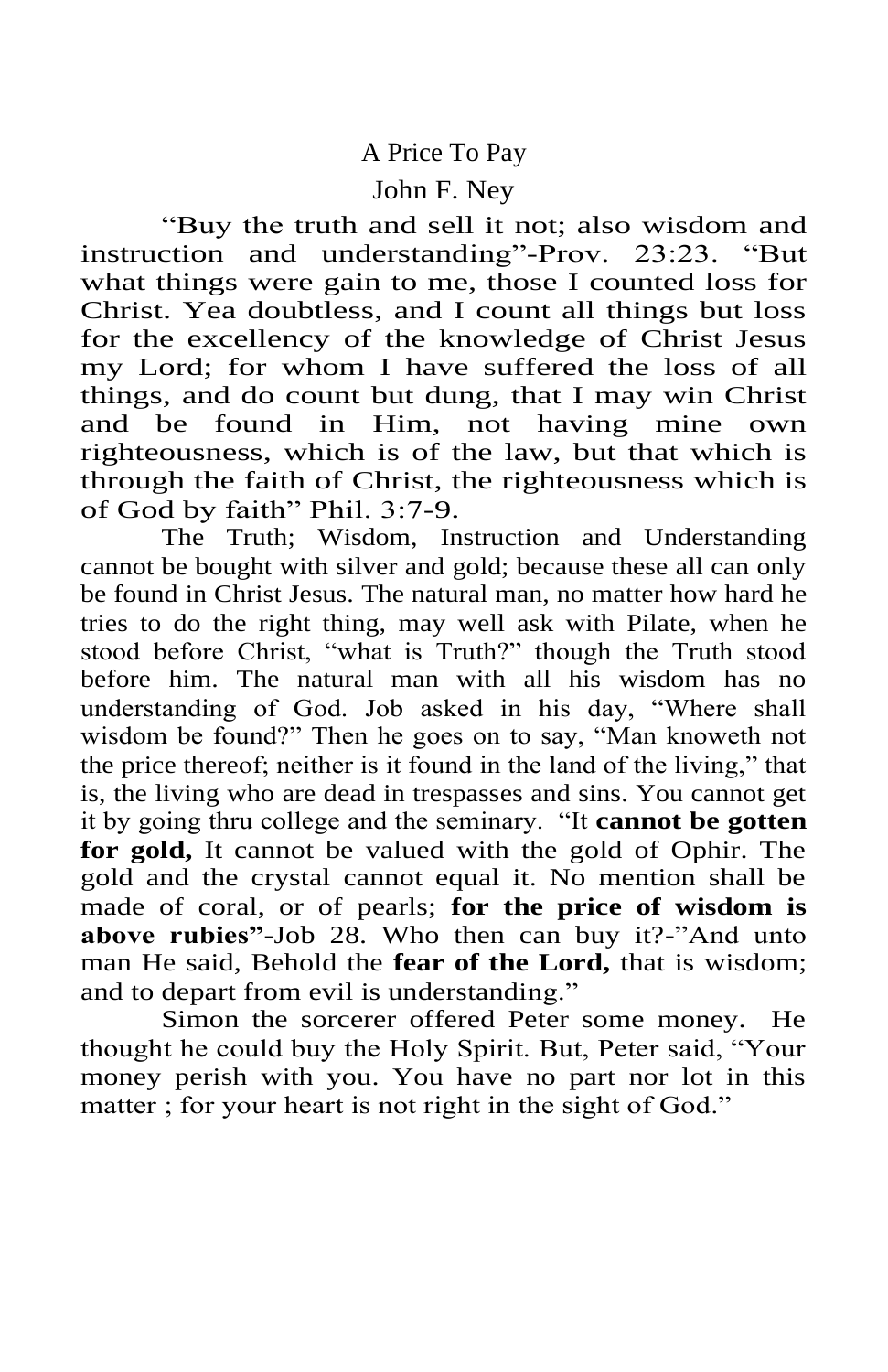# A Price To Pay

## John F. Ney

"Buy the truth and sell it not; also wisdom and instruction and understanding"-Prov. 23:23. "But what things were gain to me, those I counted loss for Christ. Yea doubtless, and I count all things but loss for the excellency of the knowledge of Christ Jesus my Lord; for whom I have suffered the loss of all things, and do count but dung, that I may win Christ and be found in Him, not having mine own righteousness, which is of the law, but that which is through the faith of Christ, the righteousness which is of God by faith" Phil. 3:7-9.

The Truth; Wisdom, Instruction and Understanding cannot be bought with silver and gold; because these all can only be found in Christ Jesus. The natural man, no matter how hard he tries to do the right thing, may well ask with Pilate, when he stood before Christ, "what is Truth?" though the Truth stood before him. The natural man with all his wisdom has no understanding of God. Job asked in his day, "Where shall wisdom be found?" Then he goes on to say, "Man knoweth not the price thereof; neither is it found in the land of the living," that is, the living who are dead in trespasses and sins. You cannot get it by going thru college and the seminary. "It **cannot be gotten for gold,** It cannot be valued with the gold of Ophir. The gold and the crystal cannot equal it. No mention shall be made of coral, or of pearls; **for the price of wisdom is above rubies"**-Job 28. Who then can buy it?-"And unto man He said, Behold the **fear of the Lord,** that is wisdom; and to depart from evil is understanding."

Simon the sorcerer offered Peter some money. He thought he could buy the Holy Spirit. But, Peter said, "Your money perish with you. You have no part nor lot in this matter ; for your heart is not right in the sight of God."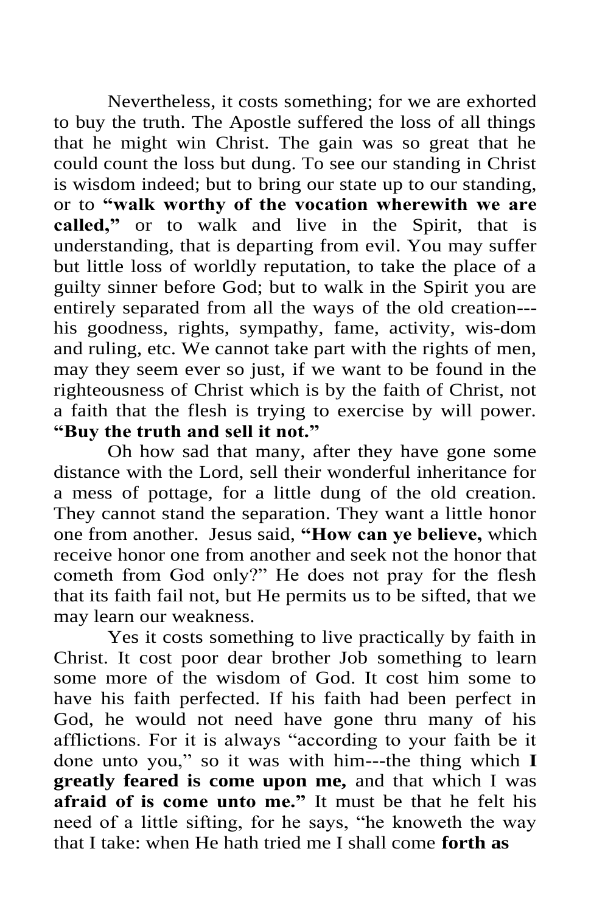Nevertheless, it costs something; for we are exhorted to buy the truth. The Apostle suffered the loss of all things that he might win Christ. The gain was so great that he could count the loss but dung. To see our standing in Christ is wisdom indeed; but to bring our state up to our standing, or to **"walk worthy of the vocation wherewith we are called,"** or to walk and live in the Spirit, that is understanding, that is departing from evil. You may suffer but little loss of worldly reputation, to take the place of a guilty sinner before God; but to walk in the Spirit you are entirely separated from all the ways of the old creation---his goodness, rights, sympathy, fame, activity, wis-dom and ruling, etc. We cannot take part with the rights of men, may they seem ever so just, if we want to be found in the righteousness of Christ which is by the faith of Christ, not a faith that the flesh is trying to exercise by will power. **"Buy the truth and sell it not."**

Oh how sad that many, after they have gone some distance with the Lord, sell their wonderful inheritance for a mess of pottage, for a little dung of the old creation. They cannot stand the separation. They want a little honor one from another. Jesus said, **"How can ye believe,** which receive honor one from another and seek not the honor that cometh from God only?" He does not pray for the flesh that its faith fail not, but He permits us to be sifted, that we may learn our weakness.

Yes it costs something to live practically by faith in Christ. It cost poor dear brother Job something to learn some more of the wisdom of God. It cost him some to have his faith perfected. If his faith had been perfect in God, he would not need have gone thru many of his afflictions. For it is always "according to your faith be it done unto you," so it was with him---the thing which **I greatly feared is come upon me,** and that which I was **afraid of is come unto me."** It must be that he felt his need of a little sifting, for he says, "he knoweth the way that I take: when He hath tried me I shall come **forth as**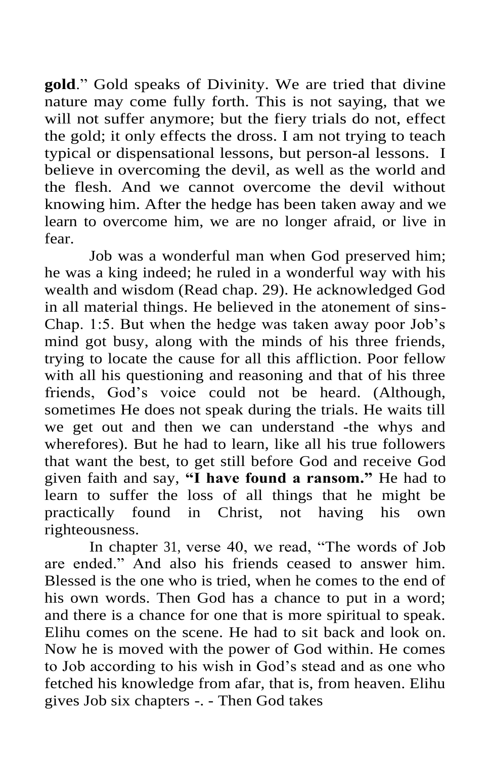**gold**." Gold speaks of Divinity. We are tried that divine nature may come fully forth. This is not saying, that we will not suffer anymore; but the fiery trials do not, effect the gold; it only effects the dross. I am not trying to teach typical or dispensational lessons, but person-al lessons. I believe in overcoming the devil, as well as the world and the flesh. And we cannot overcome the devil without knowing him. After the hedge has been taken away and we learn to overcome him, we are no longer afraid, or live in fear.

Job was a wonderful man when God preserved him; he was a king indeed; he ruled in a wonderful way with his wealth and wisdom (Read chap. 29). He acknowledged God in all material things. He believed in the atonement of sins-Chap. 1:5. But when the hedge was taken away poor Job's mind got busy, along with the minds of his three friends, trying to locate the cause for all this affliction. Poor fellow with all his questioning and reasoning and that of his three friends, God's voice could not be heard. (Although, sometimes He does not speak during the trials. He waits till we get out and then we can understand -the whys and wherefores). But he had to learn, like all his true followers that want the best, to get still before God and receive God given faith and say, **"I have found a ransom."** He had to learn to suffer the loss of all things that he might be practically found in Christ, not having his own righteousness.

In chapter 31, verse 40, we read, "The words of Job are ended." And also his friends ceased to answer him. Blessed is the one who is tried, when he comes to the end of his own words. Then God has a chance to put in a word; and there is a chance for one that is more spiritual to speak. Elihu comes on the scene. He had to sit back and look on. Now he is moved with the power of God within. He comes to Job according to his wish in God's stead and as one who fetched his knowledge from afar, that is, from heaven. Elihu gives Job six chapters -. - Then God takes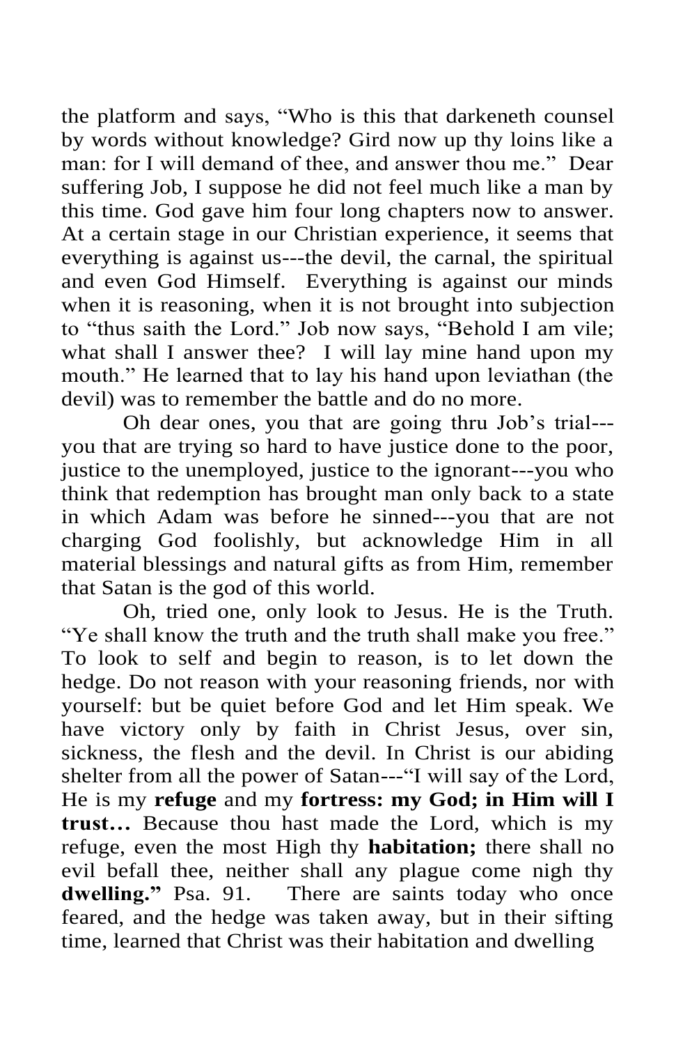the platform and says, "Who is this that darkeneth counsel by words without knowledge? Gird now up thy loins like a man: for I will demand of thee, and answer thou me." Dear suffering Job, I suppose he did not feel much like a man by this time. God gave him four long chapters now to answer. At a certain stage in our Christian experience, it seems that everything is against us---the devil, the carnal, the spiritual and even God Himself. Everything is against our minds when it is reasoning, when it is not brought into subjection to "thus saith the Lord." Job now says, "Behold I am vile; what shall I answer thee? I will lay mine hand upon my mouth." He learned that to lay his hand upon leviathan (the devil) was to remember the battle and do no more.

Oh dear ones, you that are going thru Job's trial---you that are trying so hard to have justice done to the poor, justice to the unemployed, justice to the ignorant---you who think that redemption has brought man only back to a state in which Adam was before he sinned---you that are not charging God foolishly, but acknowledge Him in all material blessings and natural gifts as from Him, remember that Satan is the god of this world.

Oh, tried one, only look to Jesus. He is the Truth. "Ye shall know the truth and the truth shall make you free." To look to self and begin to reason, is to let down the hedge. Do not reason with your reasoning friends, nor with yourself: but be quiet before God and let Him speak. We have victory only by faith in Christ Jesus, over sin, sickness, the flesh and the devil. In Christ is our abiding shelter from all the power of Satan---"I will say of the Lord, He is my **refuge** and my **fortress: my God; in Him will I trust…** Because thou hast made the Lord, which is my refuge, even the most High thy **habitation;** there shall no evil befall thee, neither shall any plague come nigh thy **dwelling."** Psa. 91. There are saints today who once feared, and the hedge was taken away, but in their sifting time, learned that Christ was their habitation and dwelling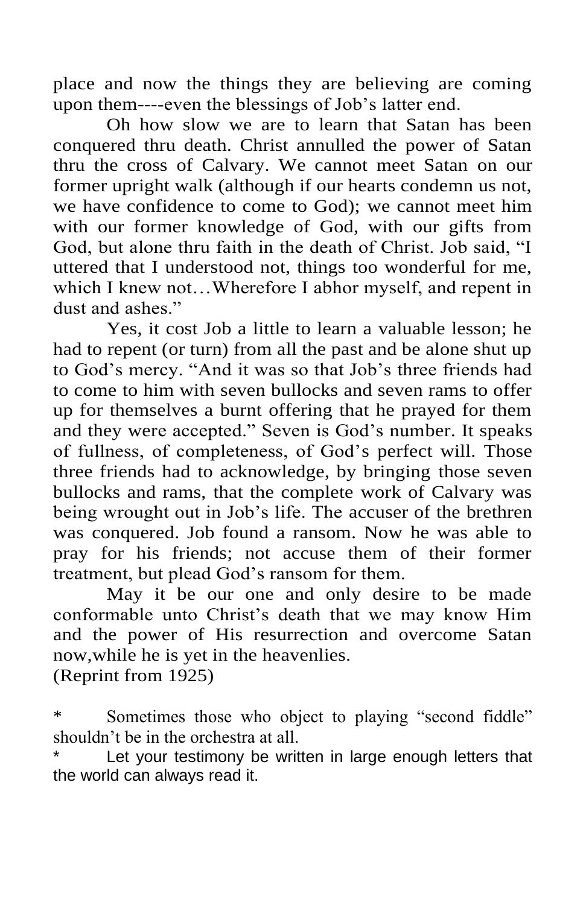place and now the things they are believing are coming upon them----even the blessings of Job's latter end.

Oh how slow we are to learn that Satan has been conquered thru death. Christ annulled the power of Satan thru the cross of Calvary. We cannot meet Satan on our former upright walk (although if our hearts condemn us not, we have confidence to come to God); we cannot meet him with our former knowledge of God, with our gifts from God, but alone thru faith in the death of Christ. Job said, "I uttered that I understood not, things too wonderful for me, which I knew not…Wherefore I abhor myself, and repent in dust and ashes."

Yes, it cost Job a little to learn a valuable lesson; he had to repent (or turn) from all the past and be alone shut up to God's mercy. "And it was so that Job's three friends had to come to him with seven bullocks and seven rams to offer up for themselves a burnt offering that he prayed for them and they were accepted." Seven is God's number. It speaks of fullness, of completeness, of God's perfect will. Those three friends had to acknowledge, by bringing those seven bullocks and rams, that the complete work of Calvary was being wrought out in Job's life. The accuser of the brethren was conquered. Job found a ransom. Now he was able to pray for his friends; not accuse them of their former treatment, but plead God's ransom for them.

May it be our one and only desire to be made conformable unto Christ's death that we may know Him and the power of His resurrection and overcome Satan now,while he is yet in the heavenlies.
(Reprint from 1925)

\* Sometimes those who object to playing "second fiddle" shouldn't be in the orchestra at all.

\* Let your testimony be written in large enough letters that the world can always read it.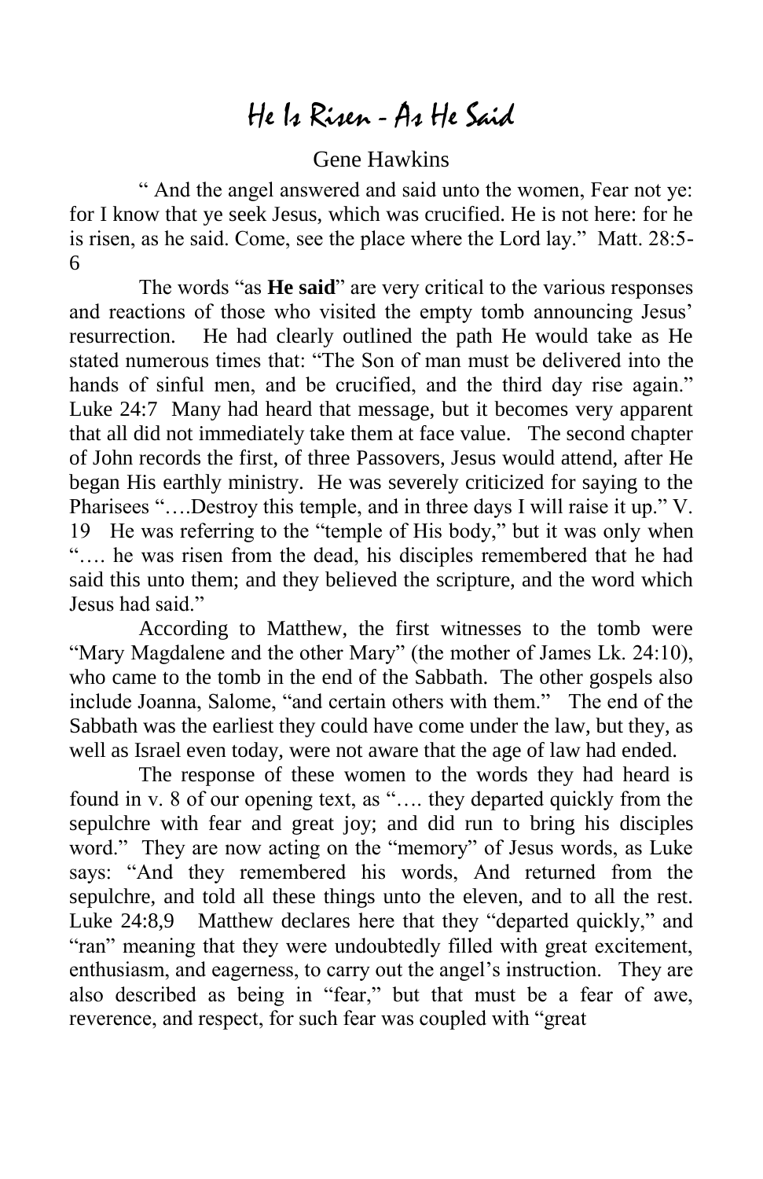# He Is Risen - As He Said

Gene Hawkins

" And the angel answered and said unto the women, Fear not ye: for I know that ye seek Jesus, which was crucified. He is not here: for he is risen, as he said. Come, see the place where the Lord lay." Matt. 28:5-6

The words "as **He said**" are very critical to the various responses and reactions of those who visited the empty tomb announcing Jesus' resurrection. He had clearly outlined the path He would take as He stated numerous times that: "The Son of man must be delivered into the hands of sinful men, and be crucified, and the third day rise again." Luke 24:7 Many had heard that message, but it becomes very apparent that all did not immediately take them at face value. The second chapter of John records the first, of three Passovers, Jesus would attend, after He began His earthly ministry. He was severely criticized for saying to the Pharisees "….Destroy this temple, and in three days I will raise it up." V. 19 He was referring to the "temple of His body," but it was only when "…. he was risen from the dead, his disciples remembered that he had said this unto them; and they believed the scripture, and the word which Jesus had said."

According to Matthew, the first witnesses to the tomb were "Mary Magdalene and the other Mary" (the mother of James Lk. 24:10), who came to the tomb in the end of the Sabbath. The other gospels also include Joanna, Salome, "and certain others with them." The end of the Sabbath was the earliest they could have come under the law, but they, as well as Israel even today, were not aware that the age of law had ended.

The response of these women to the words they had heard is found in v. 8 of our opening text, as "…. they departed quickly from the sepulchre with fear and great joy; and did run to bring his disciples word." They are now acting on the "memory" of Jesus words, as Luke says: "And they remembered his words, And returned from the sepulchre, and told all these things unto the eleven, and to all the rest. Luke 24:8,9 Matthew declares here that they "departed quickly," and "ran" meaning that they were undoubtedly filled with great excitement, enthusiasm, and eagerness, to carry out the angel's instruction. They are also described as being in "fear," but that must be a fear of awe, reverence, and respect, for such fear was coupled with "great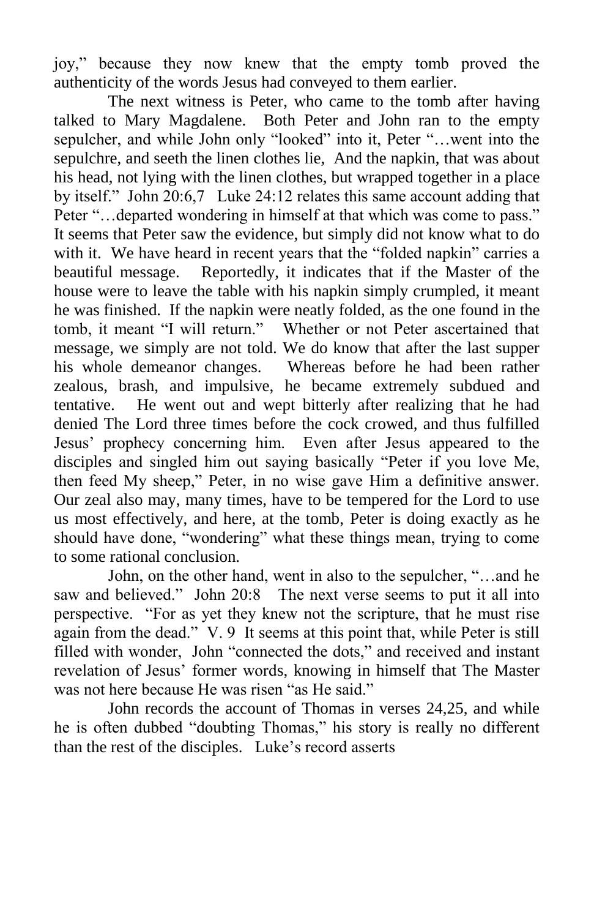joy," because they now knew that the empty tomb proved the authenticity of the words Jesus had conveyed to them earlier.

The next witness is Peter, who came to the tomb after having talked to Mary Magdalene. Both Peter and John ran to the empty sepulcher, and while John only "looked" into it, Peter "…went into the sepulchre, and seeth the linen clothes lie, And the napkin, that was about his head, not lying with the linen clothes, but wrapped together in a place by itself." John 20:6,7 Luke 24:12 relates this same account adding that Peter "…departed wondering in himself at that which was come to pass." It seems that Peter saw the evidence, but simply did not know what to do with it. We have heard in recent years that the "folded napkin" carries a beautiful message. Reportedly, it indicates that if the Master of the house were to leave the table with his napkin simply crumpled, it meant he was finished. If the napkin were neatly folded, as the one found in the tomb, it meant "I will return." Whether or not Peter ascertained that message, we simply are not told. We do know that after the last supper his whole demeanor changes. Whereas before he had been rather zealous, brash, and impulsive, he became extremely subdued and tentative. He went out and wept bitterly after realizing that he had denied The Lord three times before the cock crowed, and thus fulfilled Jesus' prophecy concerning him. Even after Jesus appeared to the disciples and singled him out saying basically "Peter if you love Me, then feed My sheep," Peter, in no wise gave Him a definitive answer. Our zeal also may, many times, have to be tempered for the Lord to use us most effectively, and here, at the tomb, Peter is doing exactly as he should have done, "wondering" what these things mean, trying to come to some rational conclusion.

John, on the other hand, went in also to the sepulcher, "…and he saw and believed." John 20:8 The next verse seems to put it all into perspective. "For as yet they knew not the scripture, that he must rise again from the dead." V. 9 It seems at this point that, while Peter is still filled with wonder, John "connected the dots," and received and instant revelation of Jesus' former words, knowing in himself that The Master was not here because He was risen "as He said."

John records the account of Thomas in verses 24,25, and while he is often dubbed "doubting Thomas," his story is really no different than the rest of the disciples. Luke's record asserts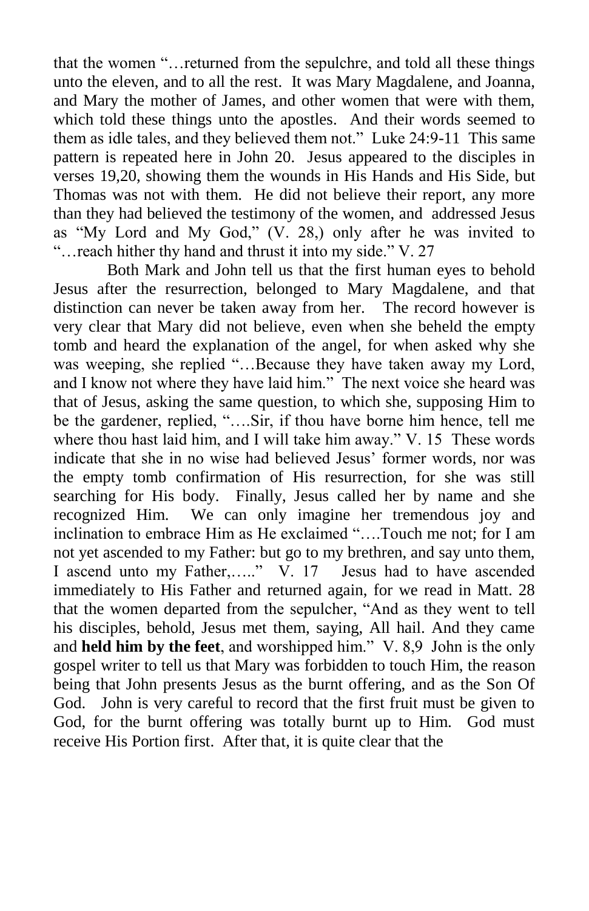that the women "…returned from the sepulchre, and told all these things unto the eleven, and to all the rest. It was Mary Magdalene, and Joanna, and Mary the mother of James, and other women that were with them, which told these things unto the apostles. And their words seemed to them as idle tales, and they believed them not." Luke 24:9-11 This same pattern is repeated here in John 20. Jesus appeared to the disciples in verses 19,20, showing them the wounds in His Hands and His Side, but Thomas was not with them. He did not believe their report, any more than they had believed the testimony of the women, and addressed Jesus as "My Lord and My God," (V. 28,) only after he was invited to "…reach hither thy hand and thrust it into my side." V. 27

Both Mark and John tell us that the first human eyes to behold Jesus after the resurrection, belonged to Mary Magdalene, and that distinction can never be taken away from her. The record however is very clear that Mary did not believe, even when she beheld the empty tomb and heard the explanation of the angel, for when asked why she was weeping, she replied "…Because they have taken away my Lord, and I know not where they have laid him." The next voice she heard was that of Jesus, asking the same question, to which she, supposing Him to be the gardener, replied, "….Sir, if thou have borne him hence, tell me where thou hast laid him, and I will take him away." V. 15 These words indicate that she in no wise had believed Jesus' former words, nor was the empty tomb confirmation of His resurrection, for she was still searching for His body. Finally, Jesus called her by name and she recognized Him. We can only imagine her tremendous joy and inclination to embrace Him as He exclaimed "….Touch me not; for I am not yet ascended to my Father: but go to my brethren, and say unto them, I ascend unto my Father,….." V. 17 Jesus had to have ascended immediately to His Father and returned again, for we read in Matt. 28 that the women departed from the sepulcher, "And as they went to tell his disciples, behold, Jesus met them, saying, All hail. And they came and **held him by the feet**, and worshipped him." V. 8,9 John is the only gospel writer to tell us that Mary was forbidden to touch Him, the reason being that John presents Jesus as the burnt offering, and as the Son Of God. John is very careful to record that the first fruit must be given to God, for the burnt offering was totally burnt up to Him. God must receive His Portion first. After that, it is quite clear that the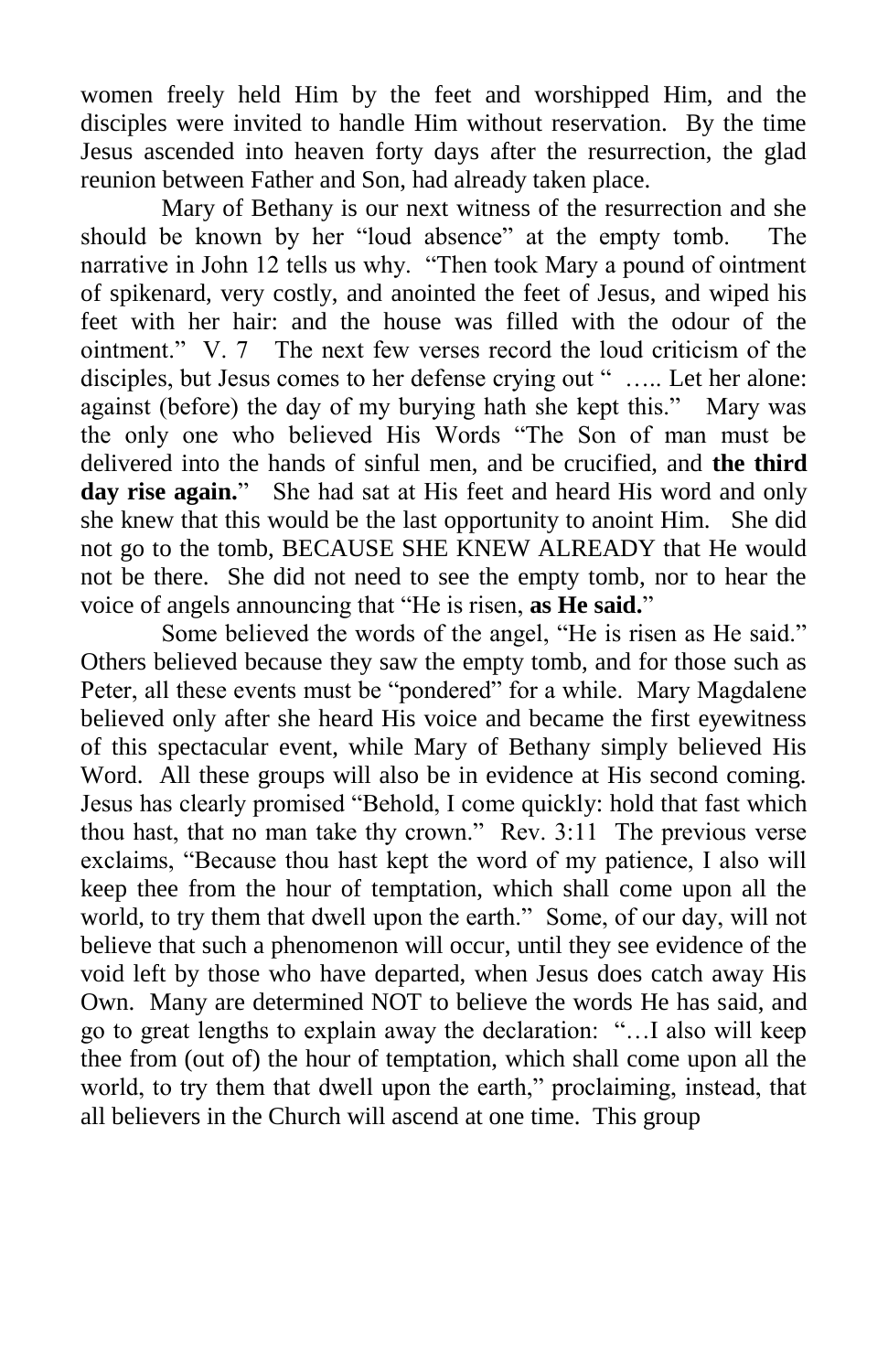women freely held Him by the feet and worshipped Him, and the disciples were invited to handle Him without reservation. By the time Jesus ascended into heaven forty days after the resurrection, the glad reunion between Father and Son, had already taken place.

Mary of Bethany is our next witness of the resurrection and she should be known by her "loud absence" at the empty tomb. The narrative in John 12 tells us why. "Then took Mary a pound of ointment of spikenard, very costly, and anointed the feet of Jesus, and wiped his feet with her hair: and the house was filled with the odour of the ointment." V. 7 The next few verses record the loud criticism of the disciples, but Jesus comes to her defense crying out " ….. Let her alone: against (before) the day of my burying hath she kept this." Mary was the only one who believed His Words "The Son of man must be delivered into the hands of sinful men, and be crucified, and **the third day rise again.**" She had sat at His feet and heard His word and only she knew that this would be the last opportunity to anoint Him. She did not go to the tomb, BECAUSE SHE KNEW ALREADY that He would not be there. She did not need to see the empty tomb, nor to hear the voice of angels announcing that "He is risen, **as He said.**"

Some believed the words of the angel, "He is risen as He said." Others believed because they saw the empty tomb, and for those such as Peter, all these events must be "pondered" for a while. Mary Magdalene believed only after she heard His voice and became the first eyewitness of this spectacular event, while Mary of Bethany simply believed His Word. All these groups will also be in evidence at His second coming. Jesus has clearly promised "Behold, I come quickly: hold that fast which thou hast, that no man take thy crown." Rev. 3:11 The previous verse exclaims, "Because thou hast kept the word of my patience, I also will keep thee from the hour of temptation, which shall come upon all the world, to try them that dwell upon the earth." Some, of our day, will not believe that such a phenomenon will occur, until they see evidence of the void left by those who have departed, when Jesus does catch away His Own. Many are determined NOT to believe the words He has said, and go to great lengths to explain away the declaration: "…I also will keep thee from (out of) the hour of temptation, which shall come upon all the world, to try them that dwell upon the earth," proclaiming, instead, that all believers in the Church will ascend at one time. This group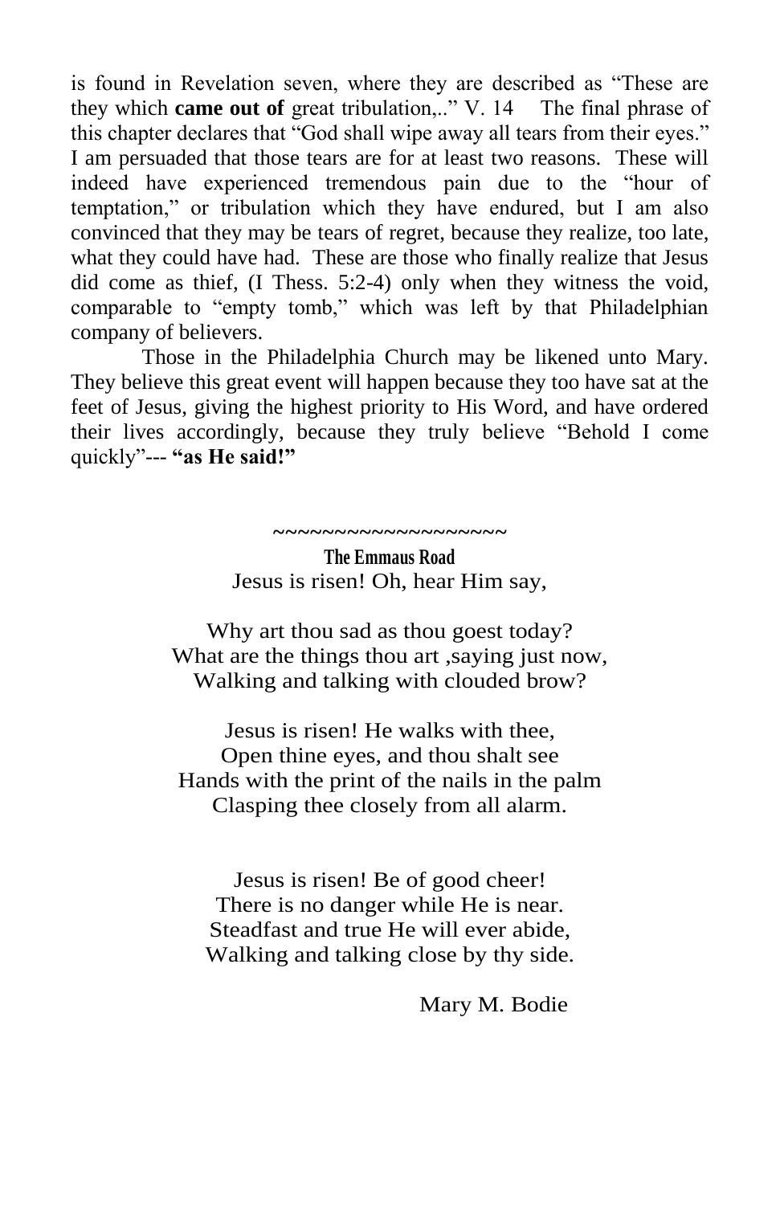is found in Revelation seven, where they are described as "These are they which **came out of** great tribulation,.." V. 14 The final phrase of this chapter declares that "God shall wipe away all tears from their eyes." I am persuaded that those tears are for at least two reasons. These will indeed have experienced tremendous pain due to the "hour of temptation," or tribulation which they have endured, but I am also convinced that they may be tears of regret, because they realize, too late, what they could have had. These are those who finally realize that Jesus did come as thief, (I Thess. 5:2-4) only when they witness the void, comparable to "empty tomb," which was left by that Philadelphian company of believers.

Those in the Philadelphia Church may be likened unto Mary. They believe this great event will happen because they too have sat at the feet of Jesus, giving the highest priority to His Word, and have ordered their lives accordingly, because they truly believe "Behold I come quickly"--- **"as He said!"**

~~~~~~~~~~~~~~~~~~~

**The Emmaus Road**

Jesus is risen! Oh, hear Him say,

Why art thou sad as thou goest today?
What are the things thou art ,saying just now,
Walking and talking with clouded brow?

Jesus is risen! He walks with thee,
Open thine eyes, and thou shalt see
Hands with the print of the nails in the palm
Clasping thee closely from all alarm.

Jesus is risen! Be of good cheer!
There is no danger while He is near.
Steadfast and true He will ever abide,
Walking and talking close by thy side.

Mary M. Bodie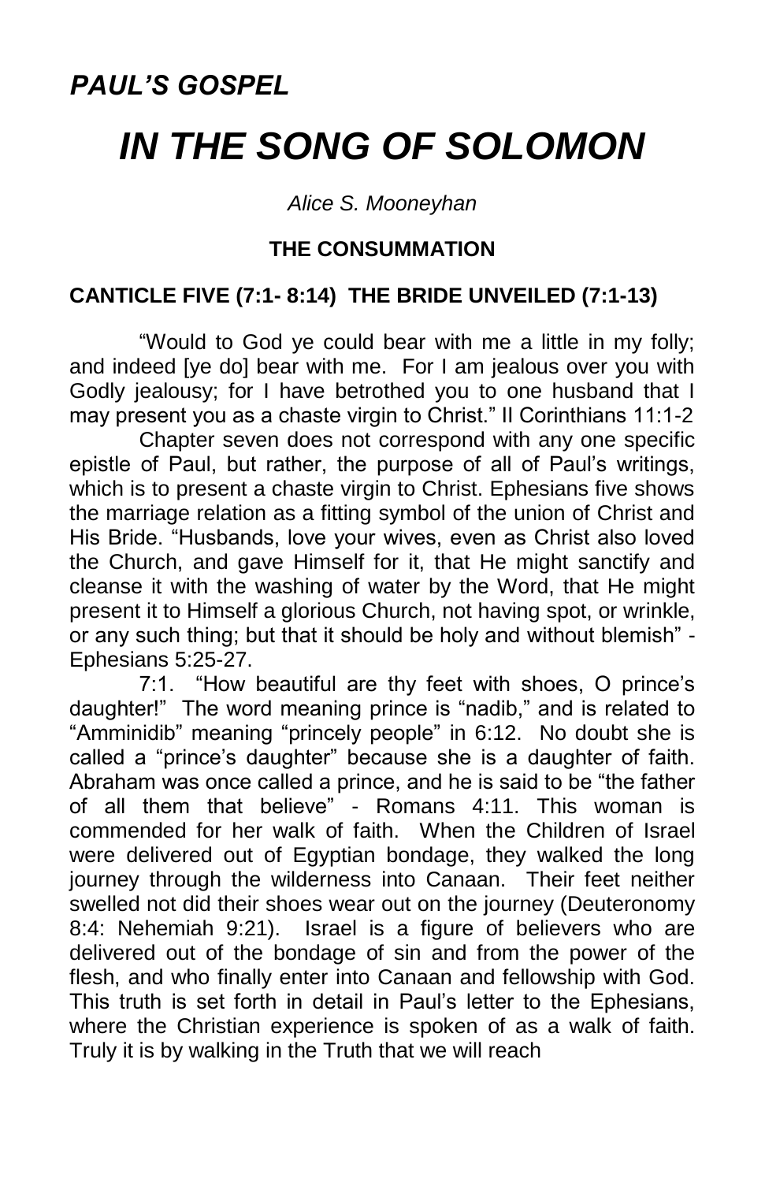## *PAUL'S GOSPEL*

# *IN THE SONG OF SOLOMON*

*Alice S. Mooneyhan*

### THE CONSUMMATION

### CANTICLE FIVE (7:1- 8:14) THE BRIDE UNVEILED (7:1-13)

"Would to God ye could bear with me a little in my folly; and indeed [ye do] bear with me. For I am jealous over you with Godly jealousy; for I have betrothed you to one husband that I may present you as a chaste virgin to Christ." II Corinthians 11:1-2

Chapter seven does not correspond with any one specific epistle of Paul, but rather, the purpose of all of Paul's writings, which is to present a chaste virgin to Christ. Ephesians five shows the marriage relation as a fitting symbol of the union of Christ and His Bride. "Husbands, love your wives, even as Christ also loved the Church, and gave Himself for it, that He might sanctify and cleanse it with the washing of water by the Word, that He might present it to Himself a glorious Church, not having spot, or wrinkle, or any such thing; but that it should be holy and without blemish" - Ephesians 5:25-27.

7:1. "How beautiful are thy feet with shoes, O prince's daughter!" The word meaning prince is "nadib," and is related to "Amminidib" meaning "princely people" in 6:12. No doubt she is called a "prince's daughter" because she is a daughter of faith. Abraham was once called a prince, and he is said to be "the father of all them that believe" - Romans 4:11. This woman is commended for her walk of faith. When the Children of Israel were delivered out of Egyptian bondage, they walked the long journey through the wilderness into Canaan. Their feet neither swelled not did their shoes wear out on the journey (Deuteronomy 8:4: Nehemiah 9:21). Israel is a figure of believers who are delivered out of the bondage of sin and from the power of the flesh, and who finally enter into Canaan and fellowship with God. This truth is set forth in detail in Paul's letter to the Ephesians, where the Christian experience is spoken of as a walk of faith. Truly it is by walking in the Truth that we will reach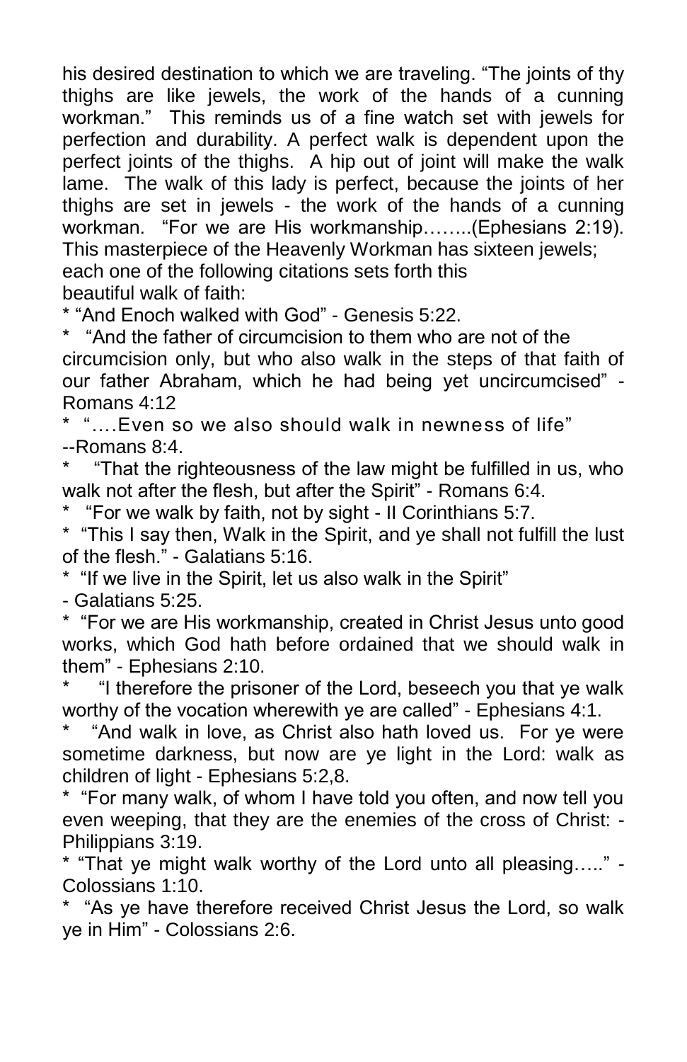his desired destination to which we are traveling. "The joints of thy thighs are like jewels, the work of the hands of a cunning workman." This reminds us of a fine watch set with jewels for perfection and durability. A perfect walk is dependent upon the perfect joints of the thighs. A hip out of joint will make the walk lame. The walk of this lady is perfect, because the joints of her thighs are set in jewels - the work of the hands of a cunning workman. "For we are His workmanship……..(Ephesians 2:19). This masterpiece of the Heavenly Workman has sixteen jewels; each one of the following citations sets forth this beautiful walk of faith:

* "And Enoch walked with God" - Genesis 5:22.
* "And the father of circumcision to them who are not of the circumcision only, but who also walk in the steps of that faith of our father Abraham, which he had being yet uncircumcised" - Romans 4:12
* "….Even so we also should walk in newness of life" --Romans 8:4.
* "That the righteousness of the law might be fulfilled in us, who walk not after the flesh, but after the Spirit" - Romans 6:4.
* "For we walk by faith, not by sight - II Corinthians 5:7.
* "This I say then, Walk in the Spirit, and ye shall not fulfill the lust of the flesh." - Galatians 5:16.
* "If we live in the Spirit, let us also walk in the Spirit" - Galatians 5:25.
* "For we are His workmanship, created in Christ Jesus unto good works, which God hath before ordained that we should walk in them" - Ephesians 2:10.
* "I therefore the prisoner of the Lord, beseech you that ye walk worthy of the vocation wherewith ye are called" - Ephesians 4:1.
* "And walk in love, as Christ also hath loved us. For ye were sometime darkness, but now are ye light in the Lord: walk as children of light - Ephesians 5:2,8.
* "For many walk, of whom I have told you often, and now tell you even weeping, that they are the enemies of the cross of Christ: - Philippians 3:19.
* "That ye might walk worthy of the Lord unto all pleasing….." - Colossians 1:10.
* "As ye have therefore received Christ Jesus the Lord, so walk ye in Him" - Colossians 2:6.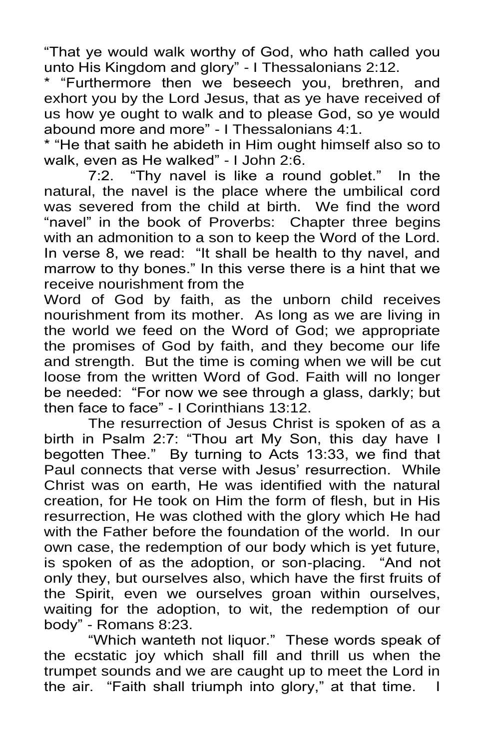"That ye would walk worthy of God, who hath called you unto His Kingdom and glory" - I Thessalonians 2:12.

* "Furthermore then we beseech you, brethren, and exhort you by the Lord Jesus, that as ye have received of us how ye ought to walk and to please God, so ye would abound more and more" - I Thessalonians 4:1.

* "He that saith he abideth in Him ought himself also so to walk, even as He walked" - I John 2:6.

7:2. "Thy navel is like a round goblet." In the natural, the navel is the place where the umbilical cord was severed from the child at birth. We find the word "navel" in the book of Proverbs: Chapter three begins with an admonition to a son to keep the Word of the Lord. In verse 8, we read: "It shall be health to thy navel, and marrow to thy bones." In this verse there is a hint that we receive nourishment from the Word of God by faith, as the unborn child receives nourishment from its mother. As long as we are living in the world we feed on the Word of God; we appropriate the promises of God by faith, and they become our life and strength. But the time is coming when we will be cut loose from the written Word of God. Faith will no longer be needed: "For now we see through a glass, darkly; but then face to face" - I Corinthians 13:12.

The resurrection of Jesus Christ is spoken of as a birth in Psalm 2:7: "Thou art My Son, this day have I begotten Thee." By turning to Acts 13:33, we find that Paul connects that verse with Jesus' resurrection. While Christ was on earth, He was identified with the natural creation, for He took on Him the form of flesh, but in His resurrection, He was clothed with the glory which He had with the Father before the foundation of the world. In our own case, the redemption of our body which is yet future, is spoken of as the adoption, or son-placing. "And not only they, but ourselves also, which have the first fruits of the Spirit, even we ourselves groan within ourselves, waiting for the adoption, to wit, the redemption of our body" - Romans 8:23.

"Which wanteth not liquor." These words speak of the ecstatic joy which shall fill and thrill us when the trumpet sounds and we are caught up to meet the Lord in the air. "Faith shall triumph into glory," at that time. I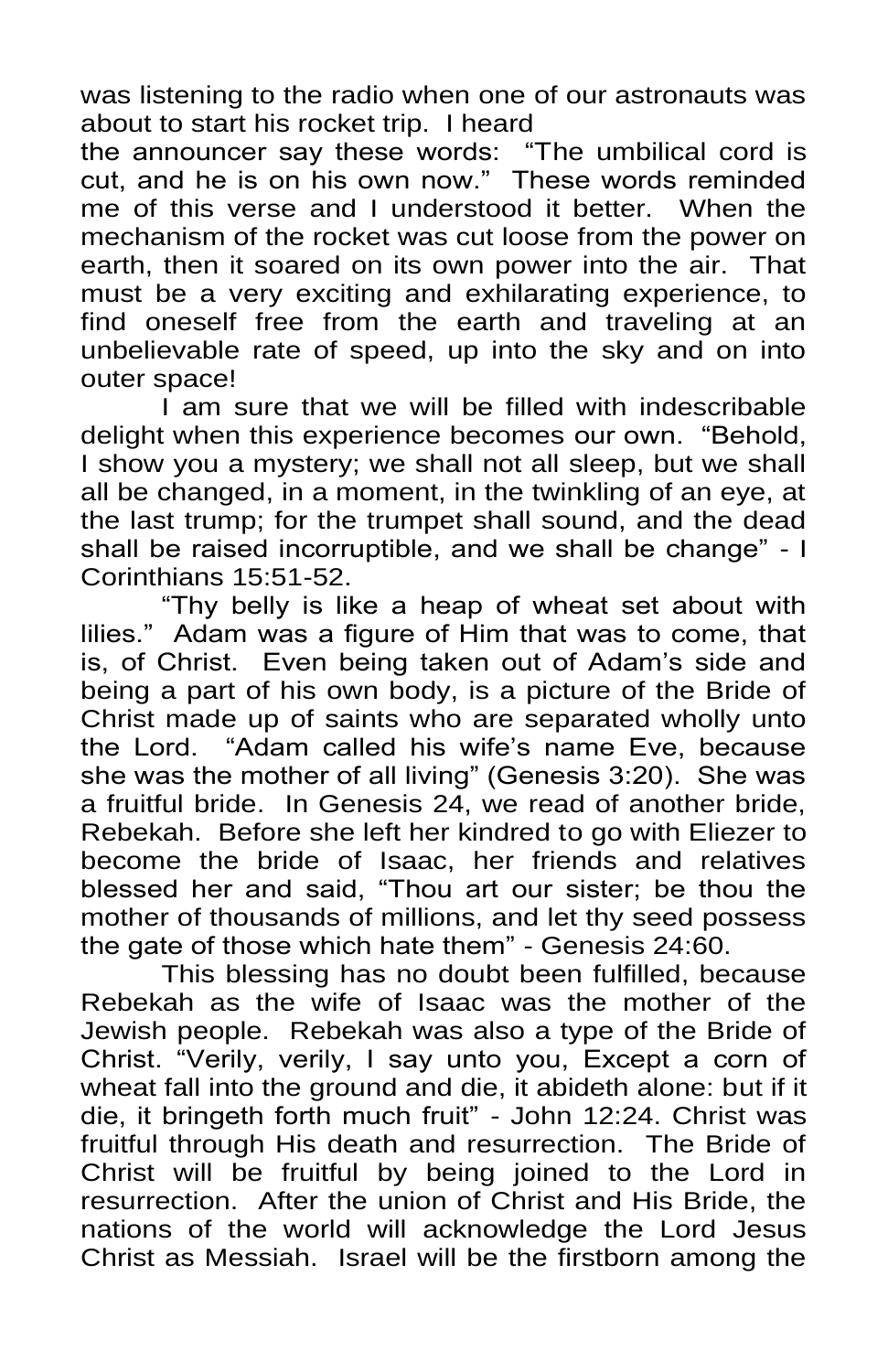was listening to the radio when one of our astronauts was about to start his rocket trip. I heard the announcer say these words: "The umbilical cord is cut, and he is on his own now." These words reminded me of this verse and I understood it better. When the mechanism of the rocket was cut loose from the power on earth, then it soared on its own power into the air. That must be a very exciting and exhilarating experience, to find oneself free from the earth and traveling at an unbelievable rate of speed, up into the sky and on into outer space!

I am sure that we will be filled with indescribable delight when this experience becomes our own. "Behold, I show you a mystery; we shall not all sleep, but we shall all be changed, in a moment, in the twinkling of an eye, at the last trump; for the trumpet shall sound, and the dead shall be raised incorruptible, and we shall be change" - I Corinthians 15:51-52.

"Thy belly is like a heap of wheat set about with lilies." Adam was a figure of Him that was to come, that is, of Christ. Even being taken out of Adam's side and being a part of his own body, is a picture of the Bride of Christ made up of saints who are separated wholly unto the Lord. "Adam called his wife's name Eve, because she was the mother of all living" (Genesis 3:20). She was a fruitful bride. In Genesis 24, we read of another bride, Rebekah. Before she left her kindred to go with Eliezer to become the bride of Isaac, her friends and relatives blessed her and said, "Thou art our sister; be thou the mother of thousands of millions, and let thy seed possess the gate of those which hate them" - Genesis 24:60.

This blessing has no doubt been fulfilled, because Rebekah as the wife of Isaac was the mother of the Jewish people. Rebekah was also a type of the Bride of Christ. "Verily, verily, I say unto you, Except a corn of wheat fall into the ground and die, it abideth alone: but if it die, it bringeth forth much fruit" - John 12:24. Christ was fruitful through His death and resurrection. The Bride of Christ will be fruitful by being joined to the Lord in resurrection. After the union of Christ and His Bride, the nations of the world will acknowledge the Lord Jesus Christ as Messiah. Israel will be the firstborn among the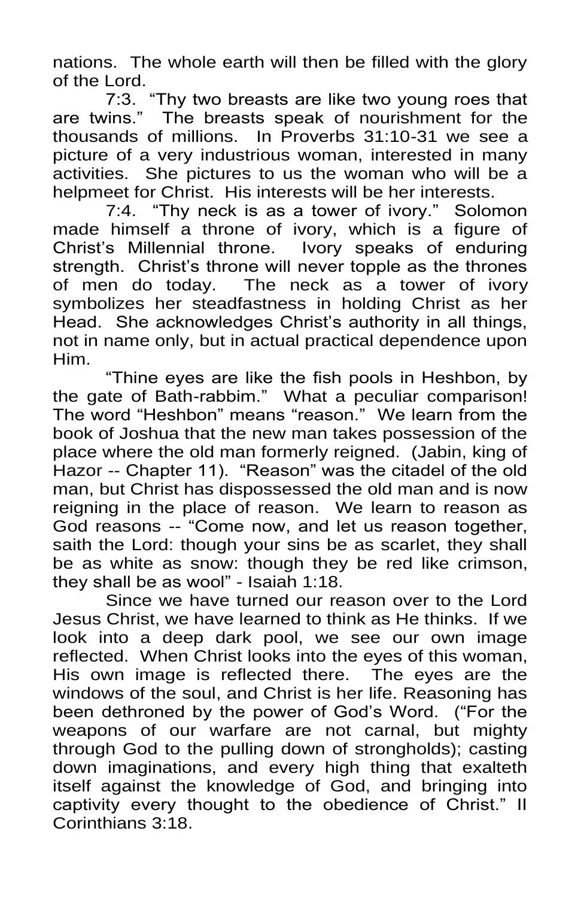nations. The whole earth will then be filled with the glory of the Lord.

7:3. "Thy two breasts are like two young roes that are twins." The breasts speak of nourishment for the thousands of millions. In Proverbs 31:10-31 we see a picture of a very industrious woman, interested in many activities. She pictures to us the woman who will be a helpmeet for Christ. His interests will be her interests.

7:4. "Thy neck is as a tower of ivory." Solomon made himself a throne of ivory, which is a figure of Christ's Millennial throne. Ivory speaks of enduring strength. Christ's throne will never topple as the thrones of men do today. The neck as a tower of ivory symbolizes her steadfastness in holding Christ as her Head. She acknowledges Christ's authority in all things, not in name only, but in actual practical dependence upon Him.

"Thine eyes are like the fish pools in Heshbon, by the gate of Bath-rabbim." What a peculiar comparison! The word "Heshbon" means "reason." We learn from the book of Joshua that the new man takes possession of the place where the old man formerly reigned. (Jabin, king of Hazor -- Chapter 11). "Reason" was the citadel of the old man, but Christ has dispossessed the old man and is now reigning in the place of reason. We learn to reason as God reasons -- "Come now, and let us reason together, saith the Lord: though your sins be as scarlet, they shall be as white as snow: though they be red like crimson, they shall be as wool" - Isaiah 1:18.

Since we have turned our reason over to the Lord Jesus Christ, we have learned to think as He thinks. If we look into a deep dark pool, we see our own image reflected. When Christ looks into the eyes of this woman, His own image is reflected there. The eyes are the windows of the soul, and Christ is her life. Reasoning has been dethroned by the power of God's Word. ("For the weapons of our warfare are not carnal, but mighty through God to the pulling down of strongholds); casting down imaginations, and every high thing that exalteth itself against the knowledge of God, and bringing into captivity every thought to the obedience of Christ." II Corinthians 3:18.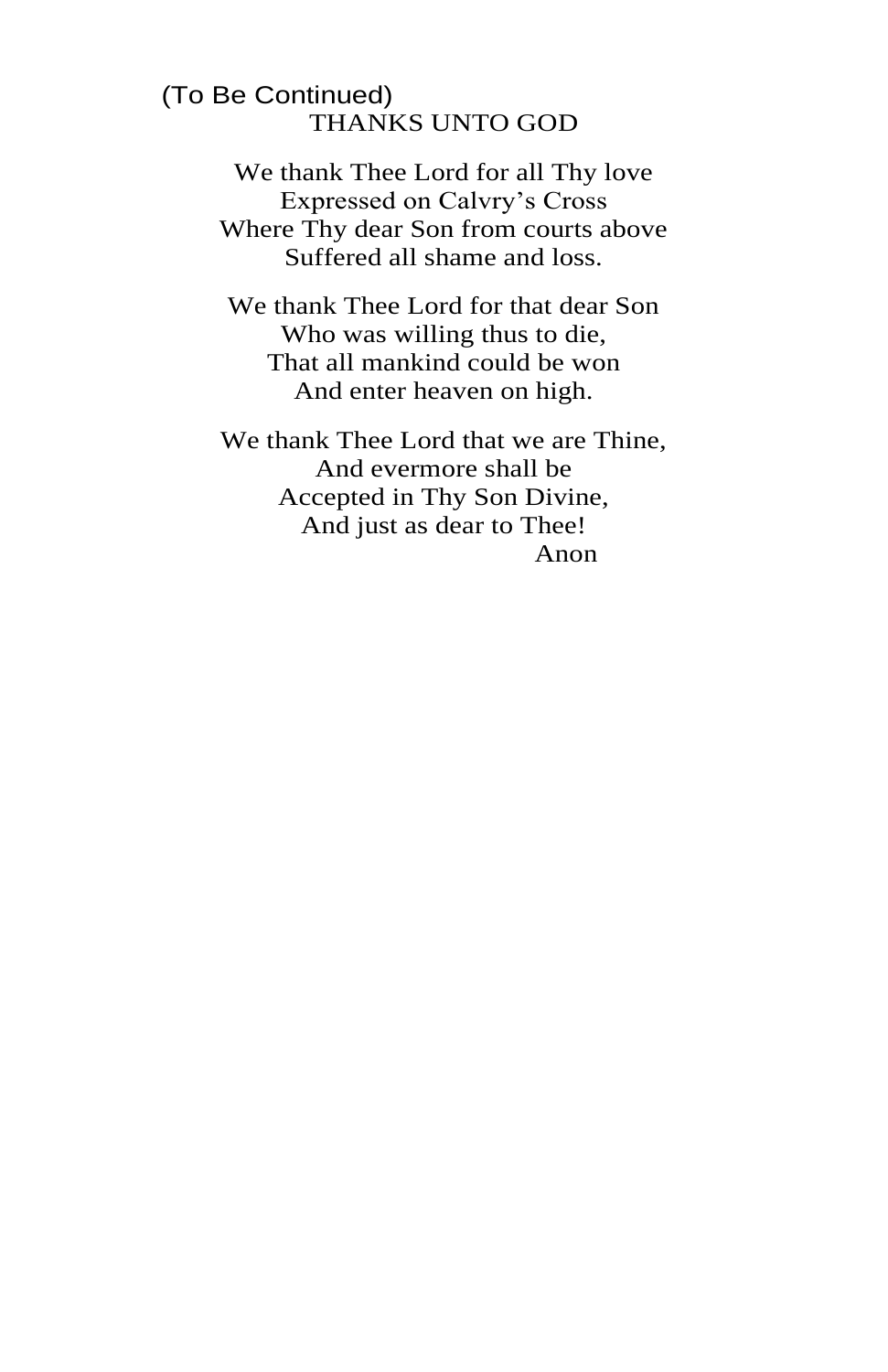(To Be Continued)

## THANKS UNTO GOD

We thank Thee Lord for all Thy love  
Expressed on Calvry's Cross  
Where Thy dear Son from courts above  
Suffered all shame and loss.

We thank Thee Lord for that dear Son  
Who was willing thus to die,  
That all mankind could be won  
And enter heaven on high.

We thank Thee Lord that we are Thine,  
And evermore shall be  
Accepted in Thy Son Divine,  
And just as dear to Thee!

Anon